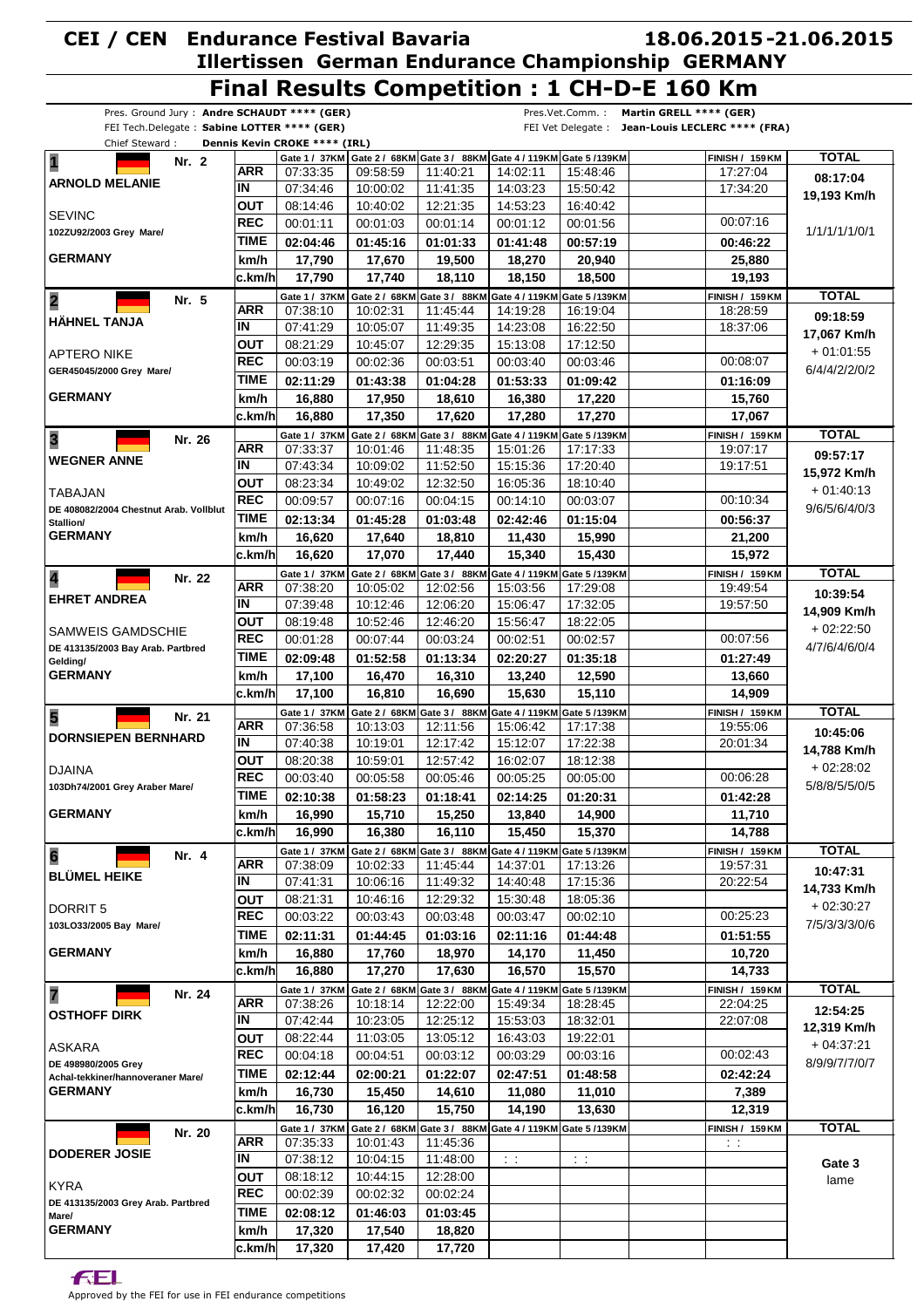# CEI / CEN Endurance Festival Bavaria 18.06.2015-21.06.2015

## Illertissen German Endurance Championship GERMANY

# Final Results Competition : 1 CH-D-E 160 Km

Pres. Ground Jury : **Andre SCHAUDT \*\*\*\* (GER)**
FEI Tech.Delegate : **Sabine LOTTER \*\*\*\* (GER)**
Chief Steward : **Dennis Kevin CROKE \*\*\*\* (IRL)**
Pres.Vet.Comm. : **Martin GRELL \*\*\*\* (GER)**
FEI Vet Delegate : **Jean-Louis LECLERC \*\*\*\* (FRA)**

| Rider / Horse | | Gate 1 / 37KM | Gate 2 / 68KM | Gate 3 / 88KM | Gate 4 / 119KM | Gate 5 / 139KM | | FINISH / 159KM | TOTAL |
|---|---|---|---|---|---|---|---|---|---|
| **1** Nr. 2 **ARNOLD MELANIE** | ARR | 07:33:35 | 09:58:59 | 11:40:21 | 14:02:11 | 15:48:46 | | 17:27:04 | **08:17:04** |
| | IN | 07:34:46 | 10:00:02 | 11:41:35 | 14:03:23 | 15:50:42 | | 17:34:20 | **19,193 Km/h** |
| SEVINC | OUT | 08:14:46 | 10:40:02 | 12:21:35 | 14:53:23 | 16:40:42 | | | |
| 102ZU92/2003 Grey Mare/ | REC | 00:01:11 | 00:01:03 | 00:01:14 | 00:01:12 | 00:01:56 | | 00:07:16 | 1/1/1/1/1/0/1 |
| | TIME | **02:04:46** | **01:45:16** | **01:01:33** | **01:41:48** | **00:57:19** | | **00:46:22** | |
| **GERMANY** | km/h | **17,790** | **17,670** | **19,500** | **18,270** | **20,940** | | **25,880** | |
| | c.km/h | **17,790** | **17,740** | **18,110** | **18,150** | **18,500** | | **19,193** | |
| **2** Nr. 5 **HÄHNEL TANJA** | ARR | 07:38:10 | 10:02:31 | 11:45:44 | 14:19:28 | 16:19:04 | | 18:28:59 | **09:18:59** |
| | IN | 07:41:29 | 10:05:07 | 11:49:35 | 14:23:08 | 16:22:50 | | 18:37:06 | **17,067 Km/h** |
| APTERO NIKE | OUT | 08:21:29 | 10:45:07 | 12:29:35 | 15:13:08 | 17:12:50 | | | + 01:01:55 |
| GER45045/2000 Grey Mare/ | REC | 00:03:19 | 00:02:36 | 00:03:51 | 00:03:40 | 00:03:46 | | 00:08:07 | 6/4/4/2/2/0/2 |
| | TIME | **02:11:29** | **01:43:38** | **01:04:28** | **01:53:33** | **01:09:42** | | **01:16:09** | |
| **GERMANY** | km/h | **16,880** | **17,950** | **18,610** | **16,380** | **17,220** | | **15,760** | |
| | c.km/h | **16,880** | **17,350** | **17,620** | **17,280** | **17,270** | | **17,067** | |
| **3** Nr. 26 **WEGNER ANNE** | ARR | 07:33:37 | 10:01:46 | 11:48:35 | 15:01:26 | 17:17:33 | | 19:07:17 | **09:57:17** |
| | IN | 07:43:34 | 10:09:02 | 11:52:50 | 15:15:36 | 17:20:40 | | 19:17:51 | **15,972 Km/h** |
| TABAJAN | OUT | 08:23:34 | 10:49:02 | 12:32:50 | 16:05:36 | 18:10:40 | | | + 01:40:13 |
| DE 408082/2004 Chestnut Arab. Vollblut Stallion/ | REC | 00:09:57 | 00:07:16 | 00:04:15 | 00:14:10 | 00:03:07 | | 00:10:34 | 9/6/5/6/4/0/3 |
| | TIME | **02:13:34** | **01:45:28** | **01:03:48** | **02:42:46** | **01:15:04** | | **00:56:37** | |
| **GERMANY** | km/h | **16,620** | **17,640** | **18,810** | **11,430** | **15,990** | | **21,200** | |
| | c.km/h | **16,620** | **17,070** | **17,440** | **15,340** | **15,430** | | **15,972** | |
| **4** Nr. 22 **EHRET ANDREA** | ARR | 07:38:20 | 10:05:02 | 12:02:56 | 15:03:56 | 17:29:08 | | 19:49:54 | **10:39:54** |
| | IN | 07:39:48 | 10:12:46 | 12:06:20 | 15:06:47 | 17:32:05 | | 19:57:50 | **14,909 Km/h** |
| SAMWEIS GAMDSCHIE | OUT | 08:19:48 | 10:52:46 | 12:46:20 | 15:56:47 | 18:22:05 | | | + 02:22:50 |
| DE 413135/2003 Bay Arab. Partbred Gelding/ | REC | 00:01:28 | 00:07:44 | 00:03:24 | 00:02:51 | 00:02:57 | | 00:07:56 | 4/7/6/4/6/0/4 |
| | TIME | **02:09:48** | **01:52:58** | **01:13:34** | **02:20:27** | **01:35:18** | | **01:27:49** | |
| **GERMANY** | km/h | **17,100** | **16,470** | **16,310** | **13,240** | **12,590** | | **13,660** | |
| | c.km/h | **17,100** | **16,810** | **16,690** | **15,630** | **15,110** | | **14,909** | |
| **5** Nr. 21 **DORNSIEPEN BERNHARD** | ARR | 07:36:58 | 10:13:03 | 12:11:56 | 15:06:42 | 17:17:38 | | 19:55:06 | **10:45:06** |
| | IN | 07:40:38 | 10:19:01 | 12:17:42 | 15:12:07 | 17:22:38 | | 20:01:34 | **14,788 Km/h** |
| DJAINA | OUT | 08:20:38 | 10:59:01 | 12:57:42 | 16:02:07 | 18:12:38 | | | + 02:28:02 |
| 103Dh74/2001 Grey Araber Mare/ | REC | 00:03:40 | 00:05:58 | 00:05:46 | 00:05:25 | 00:05:00 | | 00:06:28 | 5/8/8/5/5/0/5 |
| | TIME | **02:10:38** | **01:58:23** | **01:18:41** | **02:14:25** | **01:20:31** | | **01:42:28** | |
| **GERMANY** | km/h | **16,990** | **15,710** | **15,250** | **13,840** | **14,900** | | **11,710** | |
| | c.km/h | **16,990** | **16,380** | **16,110** | **15,450** | **15,370** | | **14,788** | |
| **6** Nr. 4 **BLÜMEL HEIKE** | ARR | 07:38:09 | 10:02:33 | 11:45:44 | 14:37:01 | 17:13:26 | | 19:57:31 | **10:47:31** |
| | IN | 07:41:31 | 10:06:16 | 11:49:32 | 14:40:48 | 17:15:36 | | 20:22:54 | **14,733 Km/h** |
| DORRIT 5 | OUT | 08:21:31 | 10:46:16 | 12:29:32 | 15:30:48 | 18:05:36 | | | + 02:30:27 |
| 103LO33/2005 Bay Mare/ | REC | 00:03:22 | 00:03:43 | 00:03:48 | 00:03:47 | 00:02:10 | | 00:25:23 | 7/5/3/3/3/0/6 |
| | TIME | **02:11:31** | **01:44:45** | **01:03:16** | **02:11:16** | **01:44:48** | | **01:51:55** | |
| **GERMANY** | km/h | **16,880** | **17,760** | **18,970** | **14,170** | **11,450** | | **10,720** | |
| | c.km/h | **16,880** | **17,270** | **17,630** | **16,570** | **15,570** | | **14,733** | |
| **7** Nr. 24 **OSTHOFF DIRK** | ARR | 07:38:26 | 10:18:14 | 12:22:00 | 15:49:34 | 18:28:45 | | 22:04:25 | **12:54:25** |
| | IN | 07:42:44 | 10:23:05 | 12:25:12 | 15:53:03 | 18:32:01 | | 22:07:08 | **12,319 Km/h** |
| ASKARA | OUT | 08:22:44 | 11:03:05 | 13:05:12 | 16:43:03 | 19:22:01 | | | + 04:37:21 |
| DE 498980/2005 Grey Achal-tekkiner/hannoveraner Mare/ | REC | 00:04:18 | 00:04:51 | 00:03:12 | 00:03:29 | 00:03:16 | | 00:02:43 | 8/9/9/7/7/0/7 |
| | TIME | **02:12:44** | **02:00:21** | **01:22:07** | **02:47:51** | **01:48:58** | | **02:42:24** | |
| **GERMANY** | km/h | **16,730** | **15,450** | **14,610** | **11,080** | **11,010** | | **7,389** | |
| | c.km/h | **16,730** | **16,120** | **15,750** | **14,190** | **13,630** | | **12,319** | |
| Nr. 20 **DODERER JOSIE** | ARR | 07:35:33 | 10:01:43 | 11:45:36 | | | | : : | |
| | IN | 07:38:12 | 10:04:15 | 11:48:00 | : : | : : | | | **Gate 3** |
| KYRA | OUT | 08:18:12 | 10:44:15 | 12:28:00 | | | | | lame |
| DE 413135/2003 Grey Arab. Partbred Mare/ | REC | 00:02:39 | 00:02:32 | 00:02:24 | | | | | |
| | TIME | **02:08:12** | **01:46:03** | **01:03:45** | | | | | |
| **GERMANY** | km/h | **17,320** | **17,540** | **18,820** | | | | | |
| | c.km/h | **17,320** | **17,420** | **17,720** | | | | | |

Approved by the FEI for use in FEI endurance competitions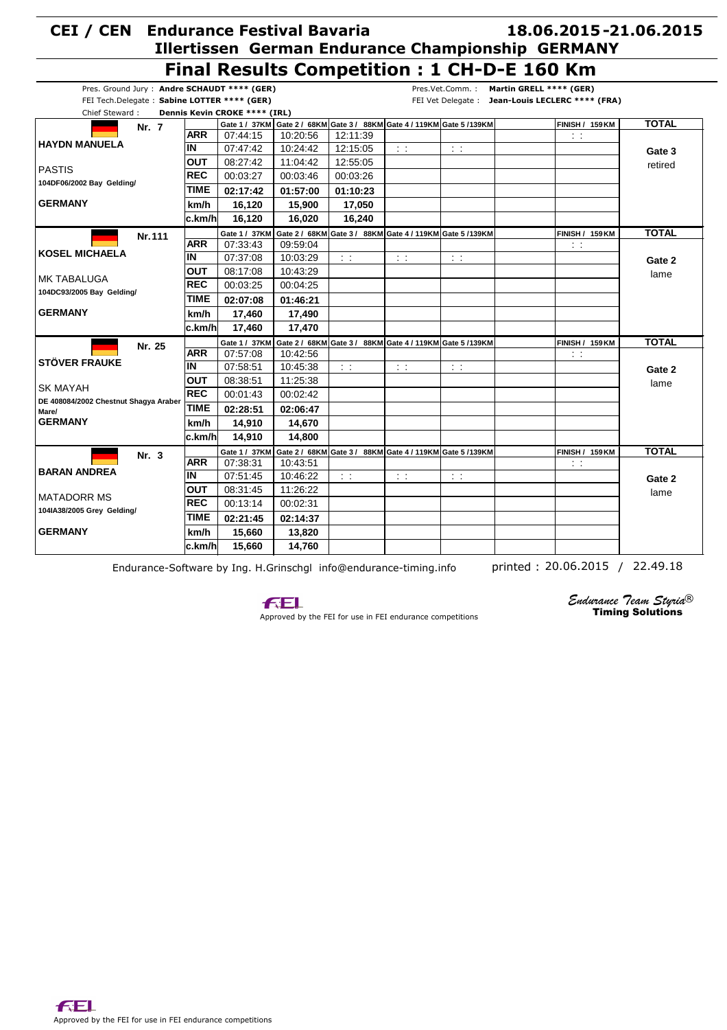# CEI / CEN Endurance Festival Bavaria 18.06.2015-21.06.2015

## Illertissen German Endurance Championship GERMANY

## Final Results Competition : 1 CH-D-E 160 Km

Pres. Ground Jury : **Andre SCHAUDT \*\*\*\* (GER)**
FEI Tech.Delegate : **Sabine LOTTER \*\*\*\* (GER)**
Chief Steward : **Dennis Kevin CROKE \*\*\*\* (IRL)**

Pres.Vet.Comm. : **Martin GRELL \*\*\*\* (GER)**
FEI Vet Delegate : **Jean-Louis LECLERC \*\*\*\* (FRA)**

| Rider / Horse | | Gate 1 / 37KM | Gate 2 / 68KM | Gate 3 / 88KM | Gate 4 / 119KM | Gate 5 / 139KM | | FINISH / 159KM | TOTAL |
|---|---|---|---|---|---|---|---|---|---|
| **Nr. 7** | ARR | 07:44:15 | 10:20:56 | 12:11:39 | | | | : : | |
| **HAYDN MANUELA** | IN | 07:47:42 | 10:24:42 | 12:15:05 | : : | : : | | | **Gate 3** |
| PASTIS | OUT | 08:27:42 | 11:04:42 | 12:55:05 | | | | | retired |
| 104DF06/2002 Bay Gelding/ | REC | 00:03:27 | 00:03:46 | 00:03:26 | | | | | |
| | TIME | **02:17:42** | **01:57:00** | **01:10:23** | | | | | |
| **GERMANY** | km/h | **16,120** | **15,900** | **17,050** | | | | | |
| | c.km/h | **16,120** | **16,020** | **16,240** | | | | | |
| **Nr. 111** | ARR | 07:33:43 | 09:59:04 | | | | | : : | |
| **KOSEL MICHAELA** | IN | 07:37:08 | 10:03:29 | : : | : : | : : | | | **Gate 2** |
| MK TABALUGA | OUT | 08:17:08 | 10:43:29 | | | | | | lame |
| 104DC93/2005 Bay Gelding/ | REC | 00:03:25 | 00:04:25 | | | | | | |
| | TIME | **02:07:08** | **01:46:21** | | | | | | |
| **GERMANY** | km/h | **17,460** | **17,490** | | | | | | |
| | c.km/h | **17,460** | **17,470** | | | | | | |
| **Nr. 25** | ARR | 07:57:08 | 10:42:56 | | | | | : : | |
| **STÖVER FRAUKE** | IN | 07:58:51 | 10:45:38 | : : | : : | : : | | | **Gate 2** |
| SK MAYAH | OUT | 08:38:51 | 11:25:38 | | | | | | lame |
| DE 408084/2002 Chestnut Shagya Araber Mare/ | REC | 00:01:43 | 00:02:42 | | | | | | |
| **GERMANY** | TIME | **02:28:51** | **02:06:47** | | | | | | |
| | km/h | **14,910** | **14,670** | | | | | | |
| | c.km/h | **14,910** | **14,800** | | | | | | |
| **Nr. 3** | ARR | 07:38:31 | 10:43:51 | | | | | : : | |
| **BARAN ANDREA** | IN | 07:51:45 | 10:46:22 | : : | : : | : : | | | **Gate 2** |
| MATADORR MS | OUT | 08:31:45 | 11:26:22 | | | | | | lame |
| 104IA38/2005 Grey Gelding/ | REC | 00:13:14 | 00:02:31 | | | | | | |
| | TIME | **02:21:45** | **02:14:37** | | | | | | |
| **GERMANY** | km/h | **15,660** | **13,820** | | | | | | |
| | c.km/h | **15,660** | **14,760** | | | | | | |

Endurance-Software by Ing. H.Grinschgl info@endurance-timing.info printed : 20.06.2015 / 22.49.18

Approved by the FEI for use in FEI endurance competitions

*Endurance Team Styria®* **Timing Solutions**

Approved by the FEI for use in FEI endurance competitions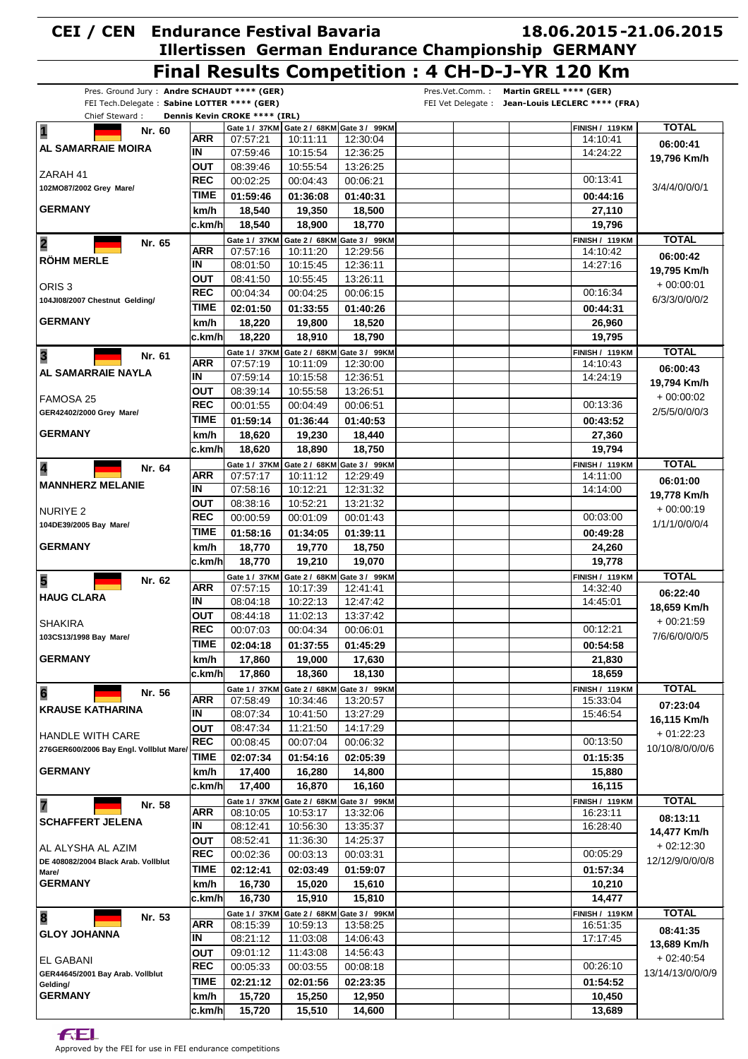# CEI / CEN Endurance Festival Bavaria 18.06.2015-21.06.2015

## Illertissen German Endurance Championship GERMANY

## Final Results Competition : 4 CH-D-J-YR 120 Km

Pres. Ground Jury : **Andre SCHAUDT \*\*\*\* (GER)**
FEI Tech.Delegate : **Sabine LOTTER \*\*\*\* (GER)**
Chief Steward : **Dennis Kevin CROKE \*\*\*\* (IRL)**
Pres.Vet.Comm. : **Martin GRELL \*\*\*\* (GER)**
FEI Vet Delegate : **Jean-Louis LECLERC \*\*\*\* (FRA)**

| Rank / Rider / Horse | | Gate 1 / 37KM | Gate 2 / 68KM | Gate 3 / 99KM | FINISH / 119KM | TOTAL |
|---|---|---|---|---|---|---|
| **1** Nr. 60 **AL SAMARRAIE MOIRA** | ARR | 07:57:21 | 10:11:11 | 12:30:04 | 14:10:41 | **06:00:41** |
| | IN | 07:59:46 | 10:15:54 | 12:36:25 | 14:24:22 | **19,796 Km/h** |
| ZARAH 41 | OUT | 08:39:46 | 10:55:54 | 13:26:25 | | |
| 102MO87/2002 Grey Mare/ | REC | 00:02:25 | 00:04:43 | 00:06:21 | 00:13:41 | 3/4/4/0/0/1 |
| | TIME | **01:59:46** | **01:36:08** | **01:40:31** | **00:44:16** | |
| **GERMANY** | km/h | **18,540** | **19,350** | **18,500** | **27,110** | |
| | c.km/h | **18,540** | **18,900** | **18,770** | **19,796** | |
| **2** Nr. 65 **RÖHM MERLE** | ARR | 07:57:16 | 10:11:20 | 12:29:56 | 14:10:42 | **06:00:42** |
| | IN | 08:01:50 | 10:15:45 | 12:36:11 | 14:27:16 | **19,795 Km/h** |
| ORIS 3 | OUT | 08:41:50 | 10:55:45 | 13:26:11 | | + 00:00:01 |
| 104JI08/2007 Chestnut Gelding/ | REC | 00:04:34 | 00:04:25 | 00:06:15 | 00:16:34 | 6/3/3/0/0/2 |
| | TIME | **02:01:50** | **01:33:55** | **01:40:26** | **00:44:31** | |
| **GERMANY** | km/h | **18,220** | **19,800** | **18,520** | **26,960** | |
| | c.km/h | **18,220** | **18,910** | **18,790** | **19,795** | |
| **3** Nr. 61 **AL SAMARRAIE NAYLA** | ARR | 07:57:19 | 10:11:09 | 12:30:00 | 14:10:43 | **06:00:43** |
| | IN | 07:59:14 | 10:15:58 | 12:36:51 | 14:24:19 | **19,794 Km/h** |
| FAMOSA 25 | OUT | 08:39:14 | 10:55:58 | 13:26:51 | | + 00:00:02 |
| GER42402/2000 Grey Mare/ | REC | 00:01:55 | 00:04:49 | 00:06:51 | 00:13:36 | 2/5/5/0/0/3 |
| | TIME | **01:59:14** | **01:36:44** | **01:40:53** | **00:43:52** | |
| **GERMANY** | km/h | **18,620** | **19,230** | **18,440** | **27,360** | |
| | c.km/h | **18,620** | **18,890** | **18,750** | **19,794** | |
| **4** Nr. 64 **MANNHERZ MELANIE** | ARR | 07:57:17 | 10:11:12 | 12:29:49 | 14:11:00 | **06:01:00** |
| | IN | 07:58:16 | 10:12:21 | 12:31:32 | 14:14:00 | **19,778 Km/h** |
| NURIYE 2 | OUT | 08:38:16 | 10:52:21 | 13:21:32 | | + 00:00:19 |
| 104DE39/2005 Bay Mare/ | REC | 00:00:59 | 00:01:09 | 00:01:43 | 00:03:00 | 1/1/1/0/0/4 |
| | TIME | **01:58:16** | **01:34:05** | **01:39:11** | **00:49:28** | |
| **GERMANY** | km/h | **18,770** | **19,770** | **18,750** | **24,260** | |
| | c.km/h | **18,770** | **19,210** | **19,070** | **19,778** | |
| **5** Nr. 62 **HAUG CLARA** | ARR | 07:57:15 | 10:17:39 | 12:41:41 | 14:32:40 | **06:22:40** |
| | IN | 08:04:18 | 10:22:13 | 12:47:42 | 14:45:01 | **18,659 Km/h** |
| SHAKIRA | OUT | 08:44:18 | 11:02:13 | 13:37:42 | | + 00:21:59 |
| 103CS13/1998 Bay Mare/ | REC | 00:07:03 | 00:04:34 | 00:06:01 | 00:12:21 | 7/6/6/0/0/5 |
| | TIME | **02:04:18** | **01:37:55** | **01:45:29** | **00:54:58** | |
| **GERMANY** | km/h | **17,860** | **19,000** | **17,630** | **21,830** | |
| | c.km/h | **17,860** | **18,360** | **18,130** | **18,659** | |
| **6** Nr. 56 **KRAUSE KATHARINA** | ARR | 07:58:49 | 10:34:46 | 13:20:57 | 15:33:04 | **07:23:04** |
| | IN | 08:07:34 | 10:41:50 | 13:27:29 | 15:46:54 | **16,115 Km/h** |
| HANDLE WITH CARE | OUT | 08:47:34 | 11:21:50 | 14:17:29 | | + 01:22:23 |
| 276GER600/2006 Bay Engl. Vollblut Mare/ | REC | 00:08:45 | 00:07:04 | 00:06:32 | 00:13:50 | 10/10/8/0/0/0/6 |
| | TIME | **02:07:34** | **01:54:16** | **02:05:39** | **01:15:35** | |
| **GERMANY** | km/h | **17,400** | **16,280** | **14,800** | **15,880** | |
| | c.km/h | **17,400** | **16,870** | **16,160** | **16,115** | |
| **7** Nr. 58 **SCHAFFERT JELENA** | ARR | 08:10:05 | 10:53:17 | 13:32:06 | 16:23:11 | **08:13:11** |
| | IN | 08:12:41 | 10:56:30 | 13:35:37 | 16:28:40 | **14,477 Km/h** |
| AL ALYSHA AL AZIM | OUT | 08:52:41 | 11:36:30 | 14:25:37 | | + 02:12:30 |
| DE 408082/2004 Black Arab. Vollblut Mare/ | REC | 00:02:36 | 00:03:13 | 00:03:31 | 00:05:29 | 12/12/9/0/0/0/8 |
| | TIME | **02:12:41** | **02:03:49** | **01:59:07** | **01:57:34** | |
| **GERMANY** | km/h | **16,730** | **15,020** | **15,610** | **10,210** | |
| | c.km/h | **16,730** | **15,910** | **15,810** | **14,477** | |
| **8** Nr. 53 **GLOY JOHANNA** | ARR | 08:15:39 | 10:59:13 | 13:58:25 | 16:51:35 | **08:41:35** |
| | IN | 08:21:12 | 11:03:08 | 14:06:43 | 17:17:45 | **13,689 Km/h** |
| EL GABANI | OUT | 09:01:12 | 11:43:08 | 14:56:43 | | + 02:40:54 |
| GER44645/2001 Bay Arab. Vollblut Gelding/ | REC | 00:05:33 | 00:03:55 | 00:08:18 | 00:26:10 | 13/14/13/0/0/0/9 |
| | TIME | **02:21:12** | **02:01:56** | **02:23:35** | **01:54:52** | |
| **GERMANY** | km/h | **15,720** | **15,250** | **12,950** | **10,450** | |
| | c.km/h | **15,720** | **15,510** | **14,600** | **13,689** | |

Approved by the FEI for use in FEI endurance competitions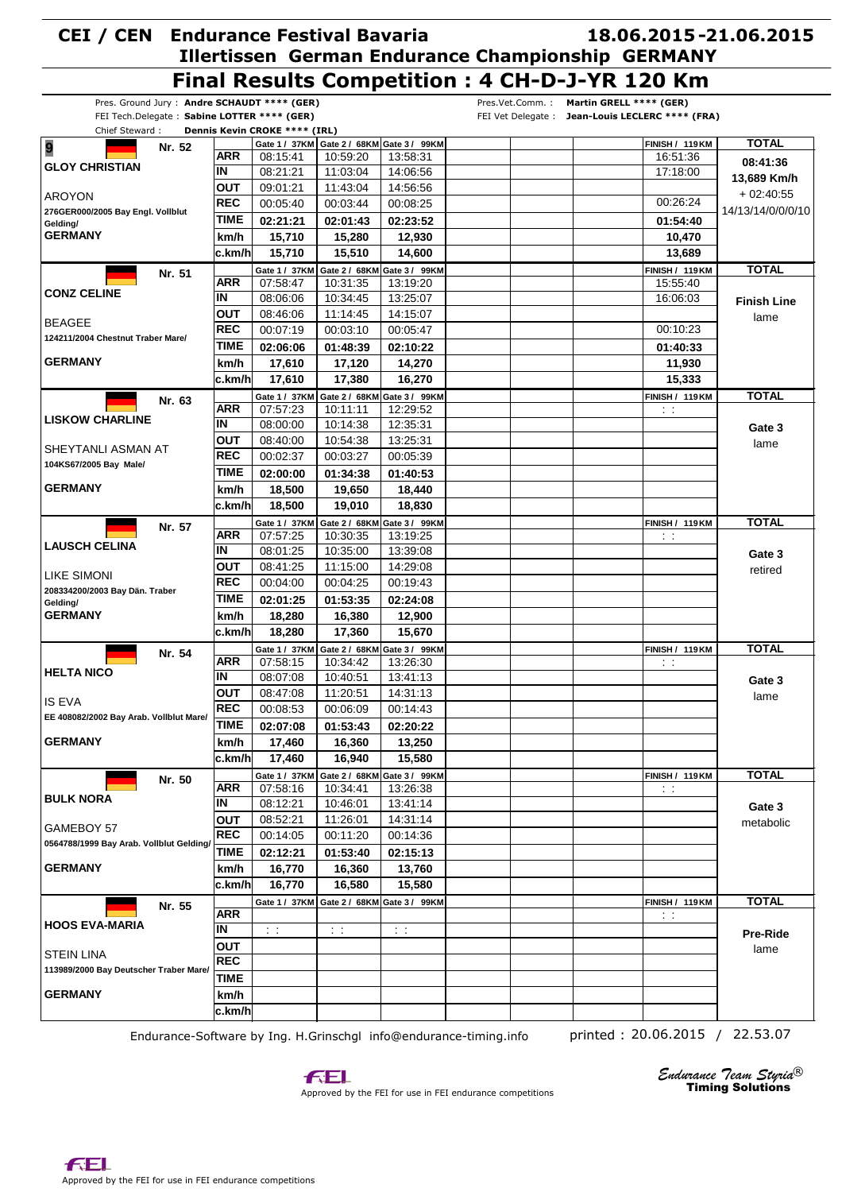# CEI / CEN Endurance Festival Bavaria — 18.06.2015-21.06.2015

## Illertissen German Endurance Championship GERMANY

# Final Results Competition : 4 CH-D-J-YR 120 Km

Pres. Ground Jury : **Andre SCHAUDT \*\*\*\* (GER)**
FEI Tech.Delegate : **Sabine LOTTER \*\*\*\* (GER)**
Chief Steward : **Dennis Kevin CROKE \*\*\*\* (IRL)**
Pres.Vet.Comm. : **Martin GRELL \*\*\*\* (GER)**
FEI Vet Delegate : **Jean-Louis LECLERC \*\*\*\* (FRA)**

| Rider / Horse | | Gate 1 / 37KM | Gate 2 / 68KM | Gate 3 / 99KM | FINISH / 119KM | TOTAL |
|---|---|---|---|---|---|---|
| **9** Nr. 52 **GLOY CHRISTIAN** | ARR | 08:15:41 | 10:59:20 | 13:58:31 | 16:51:36 | **08:41:36** |
| AROYON | IN | 08:21:21 | 11:03:04 | 14:06:56 | 17:18:00 | **13,689 Km/h** |
| 276GER000/2005 Bay Engl. Vollblut Gelding/ | OUT | 09:01:21 | 11:43:04 | 14:56:56 | | + 02:40:55 |
| **GERMANY** | REC | 00:05:40 | 00:03:44 | 00:08:25 | 00:26:24 | 14/13/14/0/0/0/10 |
| | TIME | **02:21:21** | **02:01:43** | **02:23:52** | **01:54:40** | |
| | km/h | **15,710** | **15,280** | **12,930** | **10,470** | |
| | c.km/h | **15,710** | **15,510** | **14,600** | **13,689** | |
| Nr. 51 **CONZ CELINE** | ARR | 07:58:47 | 10:31:35 | 13:19:20 | 15:55:40 | **Finish Line** |
| BEAGEE | IN | 08:06:06 | 10:34:45 | 13:25:07 | 16:06:03 | lame |
| 124211/2004 Chestnut Traber Mare/ | OUT | 08:46:06 | 11:14:45 | 14:15:07 | | |
| **GERMANY** | REC | 00:07:19 | 00:03:10 | 00:05:47 | 00:10:23 | |
| | TIME | **02:06:06** | **01:48:39** | **02:10:22** | **01:40:33** | |
| | km/h | **17,610** | **17,120** | **14,270** | **11,930** | |
| | c.km/h | **17,610** | **17,380** | **16,270** | **15,333** | |
| Nr. 63 **LISKOW CHARLINE** | ARR | 07:57:23 | 10:11:11 | 12:29:52 | : : | **Gate 3** |
| SHEYTANLI ASMAN AT | IN | 08:00:00 | 10:14:38 | 12:35:31 | | lame |
| 104KS67/2005 Bay Male/ | OUT | 08:40:00 | 10:54:38 | 13:25:31 | | |
| **GERMANY** | REC | 00:02:37 | 00:03:27 | 00:05:39 | | |
| | TIME | **02:00:00** | **01:34:38** | **01:40:53** | | |
| | km/h | **18,500** | **19,650** | **18,440** | | |
| | c.km/h | **18,500** | **19,010** | **18,830** | | |
| Nr. 57 **LAUSCH CELINA** | ARR | 07:57:25 | 10:30:35 | 13:19:25 | : : | **Gate 3** |
| LIKE SIMONI | IN | 08:01:25 | 10:35:00 | 13:39:08 | | retired |
| 208334200/2003 Bay Dän. Traber Gelding/ | OUT | 08:41:25 | 11:15:00 | 14:29:08 | | |
| **GERMANY** | REC | 00:04:00 | 00:04:25 | 00:19:43 | | |
| | TIME | **02:01:25** | **01:53:35** | **02:24:08** | | |
| | km/h | **18,280** | **16,380** | **12,900** | | |
| | c.km/h | **18,280** | **17,360** | **15,670** | | |
| Nr. 54 **HELTA NICO** | ARR | 07:58:15 | 10:34:42 | 13:26:30 | : : | **Gate 3** |
| IS EVA | IN | 08:07:08 | 10:40:51 | 13:41:13 | | lame |
| EE 408082/2002 Bay Arab. Vollblut Mare/ | OUT | 08:47:08 | 11:20:51 | 14:31:13 | | |
| **GERMANY** | REC | 00:08:53 | 00:06:09 | 00:14:43 | | |
| | TIME | **02:07:08** | **01:53:43** | **02:20:22** | | |
| | km/h | **17,460** | **16,360** | **13,250** | | |
| | c.km/h | **17,460** | **16,940** | **15,580** | | |
| Nr. 50 **BULK NORA** | ARR | 07:58:16 | 10:34:41 | 13:26:38 | : : | **Gate 3** |
| GAMEBOY 57 | IN | 08:12:21 | 10:46:01 | 13:41:14 | | metabolic |
| 0564788/1999 Bay Arab. Vollblut Gelding/ | OUT | 08:52:21 | 11:26:01 | 14:31:14 | | |
| **GERMANY** | REC | 00:14:05 | 00:11:20 | 00:14:36 | | |
| | TIME | **02:12:21** | **01:53:40** | **02:15:13** | | |
| | km/h | **16,770** | **16,360** | **13,760** | | |
| | c.km/h | **16,770** | **16,580** | **15,580** | | |
| Nr. 55 **HOOS EVA-MARIA** | ARR | | | | : : | **Pre-Ride** |
| STEIN LINA | IN | : : | : : | : : | | lame |
| 113989/2000 Bay Deutscher Traber Mare/ | OUT | | | | | |
| **GERMANY** | REC | | | | | |
| | TIME | | | | | |
| | km/h | | | | | |
| | c.km/h | | | | | |

Endurance-Software by Ing. H.Grinschgl info@endurance-timing.info — printed : 20.06.2015 / 22.53.07

Approved by the FEI for use in FEI endurance competitions

*Endurance Team Styria®* **Timing Solutions**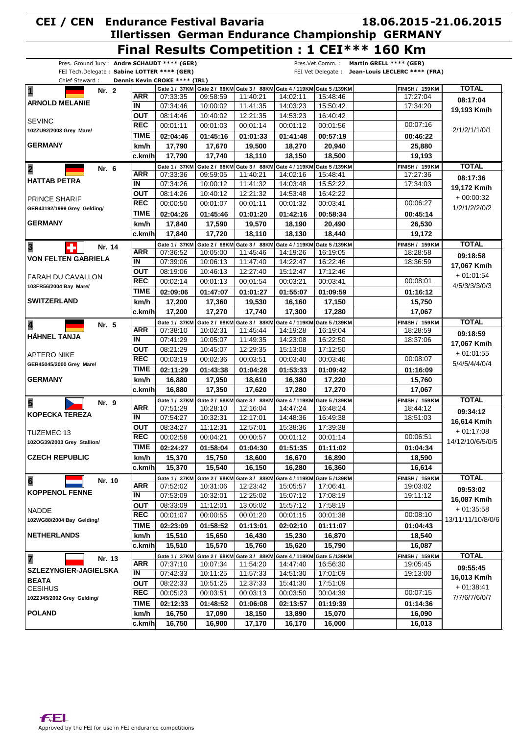# CEI / CEN Endurance Festival Bavaria — 18.06.2015-21.06.2015

## Illertissen German Endurance Championship GERMANY

# Final Results Competition : 1 CEI*** 160 Km

Pres. Ground Jury : **Andre SCHAUDT \*\*\*\* (GER)**
FEI Tech.Delegate : **Sabine LOTTER \*\*\*\* (GER)**
Chief Steward : **Dennis Kevin CROKE \*\*\*\* (IRL)**

Pres.Vet.Comm. : **Martin GRELL \*\*\*\* (GER)**
FEI Vet Delegate : **Jean-Louis LECLERC \*\*\*\* (FRA)**

| Rider / Horse | | Gate 1 / 37KM | Gate 2 / 68KM | Gate 3 / 88KM | Gate 4 / 119KM | Gate 5 / 139KM | | FINISH / 159KM | TOTAL |
|---|---|---|---|---|---|---|---|---|---|
| **1** Nr. 2 | ARR | 07:33:35 | 09:58:59 | 11:40:21 | 14:02:11 | 15:48:46 | | 17:27:04 | 08:17:04 |
| **ARNOLD MELANIE** | IN | 07:34:46 | 10:00:02 | 11:41:35 | 14:03:23 | 15:50:42 | | 17:34:20 | 19,193 Km/h |
| SEVINC | OUT | 08:14:46 | 10:40:02 | 12:21:35 | 14:53:23 | 16:40:42 | | | |
| 102ZU92/2003 Grey Mare/ | REC | 00:01:11 | 00:01:03 | 00:01:14 | 00:01:12 | 00:01:56 | | 00:07:16 | 2/1/2/1/1/0/1 |
| | TIME | 02:04:46 | 01:45:16 | 01:01:33 | 01:41:48 | 00:57:19 | | 00:46:22 | |
| **GERMANY** | km/h | 17,790 | 17,670 | 19,500 | 18,270 | 20,940 | | 25,880 | |
| | c.km/h | 17,790 | 17,740 | 18,110 | 18,150 | 18,500 | | 19,193 | |
| **2** Nr. 6 | ARR | 07:33:36 | 09:59:05 | 11:40:21 | 14:02:16 | 15:48:41 | | 17:27:36 | 08:17:36 |
| **HATTAB PETRA** | IN | 07:34:26 | 10:00:12 | 11:41:32 | 14:03:48 | 15:52:22 | | 17:34:03 | 19,172 Km/h |
| PRINCE SHARIF | OUT | 08:14:26 | 10:40:12 | 12:21:32 | 14:53:48 | 16:42:22 | | | + 00:00:32 |
| GER43192/1999 Grey Gelding/ | REC | 00:00:50 | 00:01:07 | 00:01:11 | 00:01:32 | 00:03:41 | | 00:06:27 | 1/2/1/2/2/0/2 |
| | TIME | 02:04:26 | 01:45:46 | 01:01:20 | 01:42:16 | 00:58:34 | | 00:45:14 | |
| **GERMANY** | km/h | 17,840 | 17,590 | 19,570 | 18,190 | 20,490 | | 26,530 | |
| | c.km/h | 17,840 | 17,720 | 18,110 | 18,130 | 18,440 | | 19,172 | |
| **3** Nr. 14 | ARR | 07:36:52 | 10:05:00 | 11:45:46 | 14:19:26 | 16:19:05 | | 18:28:58 | 09:18:58 |
| **VON FELTEN GABRIELA** | IN | 07:39:06 | 10:06:13 | 11:47:40 | 14:22:47 | 16:22:46 | | 18:36:59 | 17,067 Km/h |
| FARAH DU CAVALLON | OUT | 08:19:06 | 10:46:13 | 12:27:40 | 15:12:47 | 17:12:46 | | | + 01:01:54 |
| 103FR56/2004 Bay Mare/ | REC | 00:02:14 | 00:01:13 | 00:01:54 | 00:03:21 | 00:03:41 | | 00:08:01 | 4/5/3/3/3/0/3 |
| | TIME | 02:09:06 | 01:47:07 | 01:01:27 | 01:55:07 | 01:09:59 | | 01:16:12 | |
| **SWITZERLAND** | km/h | 17,200 | 17,360 | 19,530 | 16,160 | 17,150 | | 15,750 | |
| | c.km/h | 17,200 | 17,270 | 17,740 | 17,300 | 17,280 | | 17,067 | |
| **4** Nr. 5 | ARR | 07:38:10 | 10:02:31 | 11:45:44 | 14:19:28 | 16:19:04 | | 18:28:59 | 09:18:59 |
| **HÄHNEL TANJA** | IN | 07:41:29 | 10:05:07 | 11:49:35 | 14:23:08 | 16:22:50 | | 18:37:06 | 17,067 Km/h |
| APTERO NIKE | OUT | 08:21:29 | 10:45:07 | 12:29:35 | 15:13:08 | 17:12:50 | | | + 01:01:55 |
| GER45045/2000 Grey Mare/ | REC | 00:03:19 | 00:02:36 | 00:03:51 | 00:03:40 | 00:03:46 | | 00:08:07 | 5/4/5/4/4/0/4 |
| | TIME | 02:11:29 | 01:43:38 | 01:04:28 | 01:53:33 | 01:09:42 | | 01:16:09 | |
| **GERMANY** | km/h | 16,880 | 17,950 | 18,610 | 16,380 | 17,220 | | 15,760 | |
| | c.km/h | 16,880 | 17,350 | 17,620 | 17,280 | 17,270 | | 17,067 | |
| **5** Nr. 9 | ARR | 07:51:29 | 10:28:10 | 12:16:04 | 14:47:24 | 16:48:24 | | 18:44:12 | 09:34:12 |
| **KOPECKA TEREZA** | IN | 07:54:27 | 10:32:31 | 12:17:01 | 14:48:36 | 16:49:38 | | 18:51:03 | 16,614 Km/h |
| TUZEMEC 13 | OUT | 08:34:27 | 11:12:31 | 12:57:01 | 15:38:36 | 17:39:38 | | | + 01:17:08 |
| 102OG39/2003 Grey Stallion/ | REC | 00:02:58 | 00:04:21 | 00:00:57 | 00:01:12 | 00:01:14 | | 00:06:51 | 14/12/10/6/5/0/5 |
| | TIME | 02:24:27 | 01:58:04 | 01:04:30 | 01:51:35 | 01:11:02 | | 01:04:34 | |
| **CZECH REPUBLIC** | km/h | 15,370 | 15,750 | 18,600 | 16,670 | 16,890 | | 18,590 | |
| | c.km/h | 15,370 | 15,540 | 16,150 | 16,280 | 16,360 | | 16,614 | |
| **6** Nr. 10 | ARR | 07:52:02 | 10:31:06 | 12:23:42 | 15:05:57 | 17:06:41 | | 19:03:02 | 09:53:02 |
| **KOPPENOL FENNE** | IN | 07:53:09 | 10:32:01 | 12:25:02 | 15:07:12 | 17:08:19 | | 19:11:12 | 16,087 Km/h |
| NADDE | OUT | 08:33:09 | 11:12:01 | 13:05:02 | 15:57:12 | 17:58:19 | | | + 01:35:58 |
| 102WG88/2004 Bay Gelding/ | REC | 00:01:07 | 00:00:55 | 00:01:20 | 00:01:15 | 00:01:38 | | 00:08:10 | 13/11/11/10/8/0/6 |
| | TIME | 02:23:09 | 01:58:52 | 01:13:01 | 02:02:10 | 01:11:07 | | 01:04:43 | |
| **NETHERLANDS** | km/h | 15,510 | 15,650 | 16,430 | 15,230 | 16,870 | | 18,540 | |
| | c.km/h | 15,510 | 15,570 | 15,760 | 15,620 | 15,790 | | 16,087 | |
| **7** Nr. 13 | ARR | 07:37:10 | 10:07:34 | 11:54:20 | 14:47:40 | 16:56:30 | | 19:05:45 | 09:55:45 |
| **SZLEZYNGIER-JAGIELSKA BEATA** | IN | 07:42:33 | 10:11:25 | 11:57:33 | 14:51:30 | 17:01:09 | | 19:13:00 | 16,013 Km/h |
| CESIHUS | OUT | 08:22:33 | 10:51:25 | 12:37:33 | 15:41:30 | 17:51:09 | | | + 01:38:41 |
| 102ZJ45/2002 Grey Gelding/ | REC | 00:05:23 | 00:03:51 | 00:03:13 | 00:03:50 | 00:04:39 | | 00:07:15 | 7/7/6/7/6/0/7 |
| | TIME | 02:12:33 | 01:48:52 | 01:06:08 | 02:13:57 | 01:19:39 | | 01:14:36 | |
| **POLAND** | km/h | 16,750 | 17,090 | 18,150 | 13,890 | 15,070 | | 16,090 | |
| | c.km/h | 16,750 | 16,900 | 17,170 | 16,170 | 16,000 | | 16,013 | |

Approved by the FEI for use in FEI endurance competitions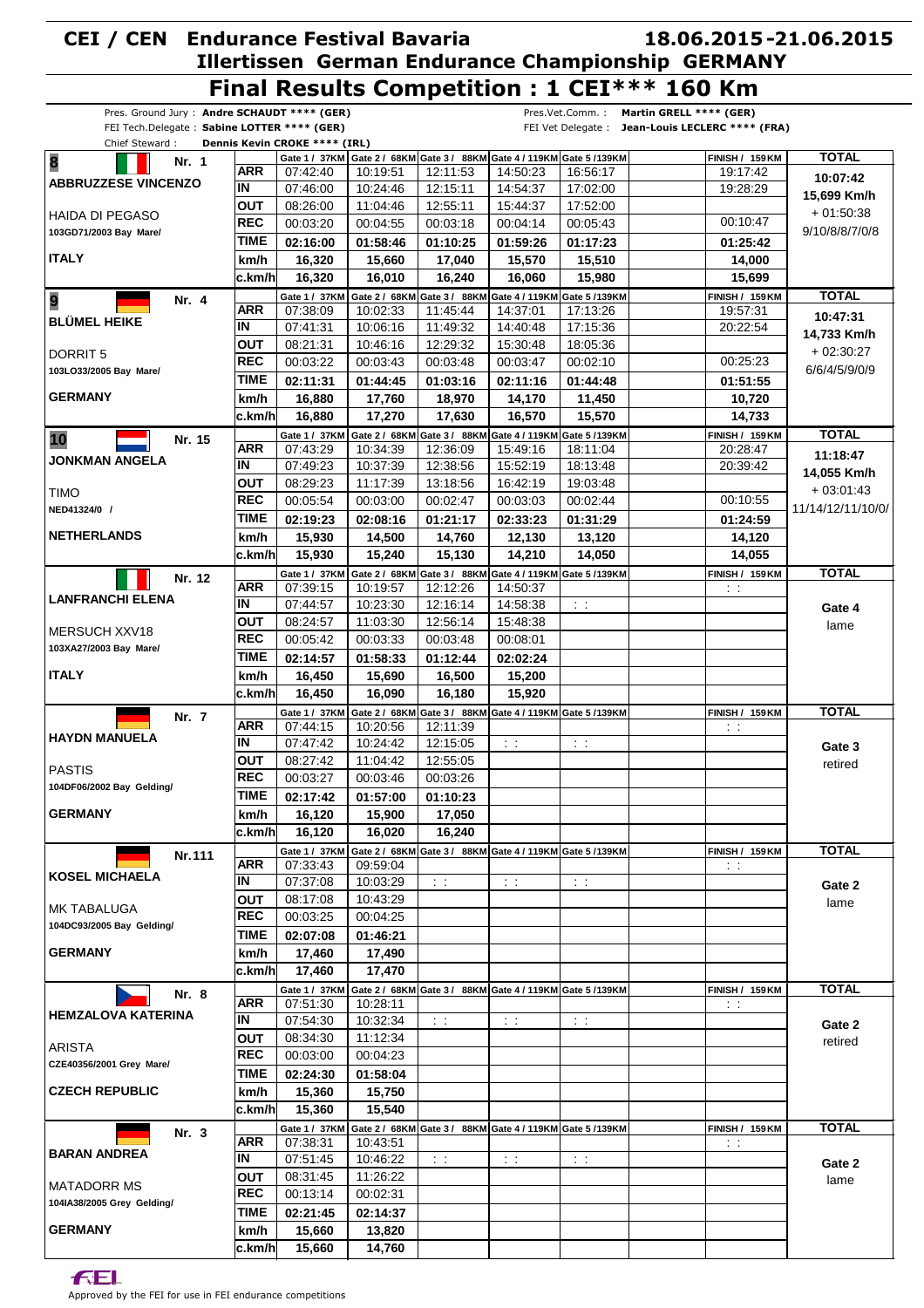# CEI / CEN Endurance Festival Bavaria 18.06.2015-21.06.2015

## Illertissen German Endurance Championship GERMANY

# Final Results Competition : 1 CEI*** 160 Km

Pres. Ground Jury : **Andre SCHAUDT **** (GER)**
FEI Tech.Delegate : **Sabine LOTTER **** (GER)**
Chief Steward : **Dennis Kevin CROKE **** (IRL)**

Pres.Vet.Comm. : **Martin GRELL **** (GER)**
FEI Vet Delegate : **Jean-Louis LECLERC **** (FRA)**

| Rider / Horse | | Gate 1 / 37KM | Gate 2 / 68KM | Gate 3 / 88KM | Gate 4 / 119KM | Gate 5 /139KM | FINISH / 159KM | TOTAL |
|---|---|---|---|---|---|---|---|---|
| **8** Nr. 1 | ARR | 07:42:40 | 10:19:51 | 12:11:53 | 14:50:23 | 16:56:17 | 19:17:42 | **10:07:42** |
| **ABBRUZZESE VINCENZO** | IN | 07:46:00 | 10:24:46 | 12:15:11 | 14:54:37 | 17:02:00 | 19:28:29 | **15,699 Km/h** |
| HAIDA DI PEGASO | OUT | 08:26:00 | 11:04:46 | 12:55:11 | 15:44:37 | 17:52:00 | | + 01:50:38 |
| 103GD71/2003 Bay Mare/ | REC | 00:03:20 | 00:04:55 | 00:03:18 | 00:04:14 | 00:05:43 | 00:10:47 | 9/10/8/8/7/0/8 |
| | TIME | **02:16:00** | **01:58:46** | **01:10:25** | **01:59:26** | **01:17:23** | **01:25:42** | |
| **ITALY** | km/h | **16,320** | **15,660** | **17,040** | **15,570** | **15,510** | **14,000** | |
| | c.km/h | **16,320** | **16,010** | **16,240** | **16,060** | **15,980** | **15,699** | |
| **9** Nr. 4 | ARR | 07:38:09 | 10:02:33 | 11:45:44 | 14:37:01 | 17:13:26 | 19:57:31 | **10:47:31** |
| **BLÜMEL HEIKE** | IN | 07:41:31 | 10:06:16 | 11:49:32 | 14:40:48 | 17:15:36 | 20:22:54 | **14,733 Km/h** |
| DORRIT 5 | OUT | 08:21:31 | 10:46:16 | 12:29:32 | 15:30:48 | 18:05:36 | | + 02:30:27 |
| 103LO33/2005 Bay Mare/ | REC | 00:03:22 | 00:03:43 | 00:03:48 | 00:03:47 | 00:02:10 | 00:25:23 | 6/6/4/5/9/0/9 |
| | TIME | **02:11:31** | **01:44:45** | **01:03:16** | **02:11:16** | **01:44:48** | **01:51:55** | |
| **GERMANY** | km/h | **16,880** | **17,760** | **18,970** | **14,170** | **11,450** | **10,720** | |
| | c.km/h | **16,880** | **17,270** | **17,630** | **16,570** | **15,570** | **14,733** | |
| **10** Nr. 15 | ARR | 07:43:29 | 10:34:39 | 12:36:09 | 15:49:16 | 18:11:04 | 20:28:47 | **11:18:47** |
| **JONKMAN ANGELA** | IN | 07:49:23 | 10:37:39 | 12:38:56 | 15:52:19 | 18:13:48 | 20:39:42 | **14,055 Km/h** |
| TIMO | OUT | 08:29:23 | 11:17:39 | 13:18:56 | 16:42:19 | 19:03:48 | | + 03:01:43 |
| NED41324/0 / | REC | 00:05:54 | 00:03:00 | 00:02:47 | 00:03:03 | 00:02:44 | 00:10:55 | 11/14/12/11/10/0/ |
| | TIME | **02:19:23** | **02:08:16** | **01:21:17** | **02:33:23** | **01:31:29** | **01:24:59** | |
| **NETHERLANDS** | km/h | **15,930** | **14,500** | **14,760** | **12,130** | **13,120** | **14,120** | |
| | c.km/h | **15,930** | **15,240** | **15,130** | **14,210** | **14,050** | **14,055** | |
| Nr. 12 | ARR | 07:39:15 | 10:19:57 | 12:12:26 | 14:50:37 | | : : | |
| **LANFRANCHI ELENA** | IN | 07:44:57 | 10:23:30 | 12:16:14 | 14:58:38 | : : | | **Gate 4** |
| MERSUCH XXV18 | OUT | 08:24:57 | 11:03:30 | 12:56:14 | 15:48:38 | | | lame |
| 103XA27/2003 Bay Mare/ | REC | 00:05:42 | 00:03:33 | 00:03:48 | 00:08:01 | | | |
| | TIME | **02:14:57** | **01:58:33** | **01:12:44** | **02:02:24** | | | |
| **ITALY** | km/h | **16,450** | **15,690** | **16,500** | **15,200** | | | |
| | c.km/h | **16,450** | **16,090** | **16,180** | **15,920** | | | |
| Nr. 7 | ARR | 07:44:15 | 10:20:56 | 12:11:39 | | | : : | |
| **HAYDN MANUELA** | IN | 07:47:42 | 10:24:42 | 12:15:05 | : : | : : | | **Gate 3** |
| PASTIS | OUT | 08:27:42 | 11:04:42 | 12:55:05 | | | | retired |
| 104DF06/2002 Bay Gelding/ | REC | 00:03:27 | 00:03:46 | 00:03:26 | | | | |
| | TIME | **02:17:42** | **01:57:00** | **01:10:23** | | | | |
| **GERMANY** | km/h | **16,120** | **15,900** | **17,050** | | | | |
| | c.km/h | **16,120** | **16,020** | **16,240** | | | | |
| Nr.111 | ARR | 07:33:43 | 09:59:04 | | | | : : | |
| **KOSEL MICHAELA** | IN | 07:37:08 | 10:03:29 | : : | : : | : : | | **Gate 2** |
| MK TABALUGA | OUT | 08:17:08 | 10:43:29 | | | | | lame |
| 104DC93/2005 Bay Gelding/ | REC | 00:03:25 | 00:04:25 | | | | | |
| | TIME | **02:07:08** | **01:46:21** | | | | | |
| **GERMANY** | km/h | **17,460** | **17,490** | | | | | |
| | c.km/h | **17,460** | **17,470** | | | | | |
| Nr. 8 | ARR | 07:51:30 | 10:28:11 | | | | : : | |
| **HEMZALOVA KATERINA** | IN | 07:54:30 | 10:32:34 | : : | : : | : : | | **Gate 2** |
| ARISTA | OUT | 08:34:30 | 11:12:34 | | | | | retired |
| CZE40356/2001 Grey Mare/ | REC | 00:03:00 | 00:04:23 | | | | | |
| | TIME | **02:24:30** | **01:58:04** | | | | | |
| **CZECH REPUBLIC** | km/h | **15,360** | **15,750** | | | | | |
| | c.km/h | **15,360** | **15,540** | | | | | |
| Nr. 3 | ARR | 07:38:31 | 10:43:51 | | | | : : | |
| **BARAN ANDREA** | IN | 07:51:45 | 10:46:22 | : : | : : | : : | | **Gate 2** |
| MATADORR MS | OUT | 08:31:45 | 11:26:22 | | | | | lame |
| 104IA38/2005 Grey Gelding/ | REC | 00:13:14 | 00:02:31 | | | | | |
| | TIME | **02:21:45** | **02:14:37** | | | | | |
| **GERMANY** | km/h | **15,660** | **13,820** | | | | | |
| | c.km/h | **15,660** | **14,760** | | | | | |

Approved by the FEI for use in FEI endurance competitions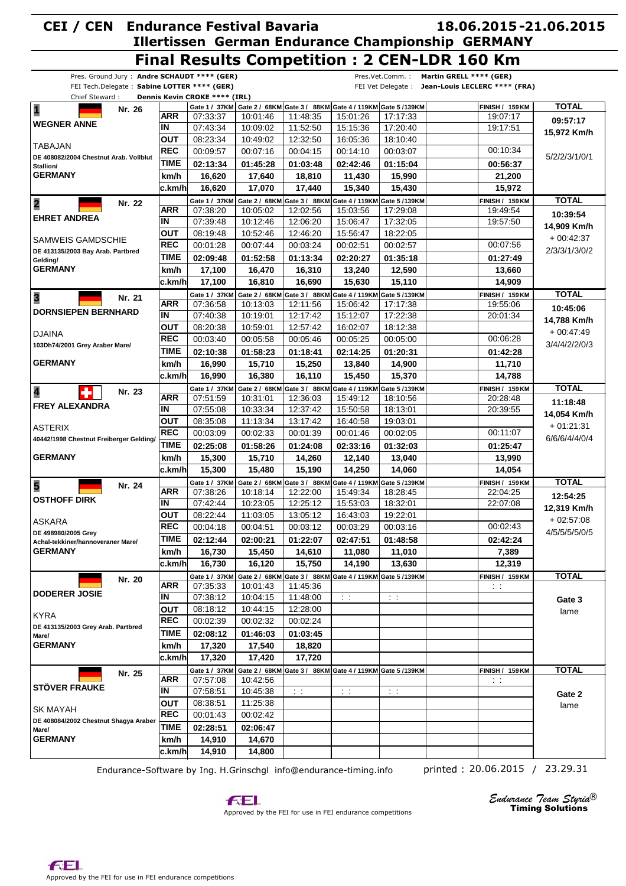# CEI / CEN Endurance Festival Bavaria

**18.06.2015 - 21.06.2015**

## Illertissen German Endurance Championship GERMANY

# Final Results Competition : 2 CEN-LDR 160 Km

Pres. Ground Jury : **Andre SCHAUDT \*\*\*\* (GER)**
FEI Tech.Delegate : **Sabine LOTTER \*\*\*\* (GER)**
Chief Steward : **Dennis Kevin CROKE \*\*\*\* (IRL)**
Pres.Vet.Comm. : **Martin GRELL \*\*\*\* (GER)**
FEI Vet Delegate : **Jean-Louis LECLERC \*\*\*\* (FRA)**

| Rider / Horse | | Gate 1 / 37KM | Gate 2 / 68KM | Gate 3 / 88KM | Gate 4 / 119KM | Gate 5 / 139KM | | FINISH / 159KM | TOTAL |
|---|---|---|---|---|---|---|---|---|---|
| **1** Nr. 26 | ARR | 07:33:37 | 10:01:46 | 11:48:35 | 15:01:26 | 17:17:33 | | 19:07:17 | 09:57:17 |
| **WEGNER ANNE** | IN | 07:43:34 | 10:09:02 | 11:52:50 | 15:15:36 | 17:20:40 | | 19:17:51 | 15,972 Km/h |
| TABAJAN | OUT | 08:23:34 | 10:49:02 | 12:32:50 | 16:05:36 | 18:10:40 | | | |
| DE 408082/2004 Chestnut Arab. Vollblut Stallion/ | REC | 00:09:57 | 00:07:16 | 00:04:15 | 00:14:10 | 00:03:07 | | 00:10:34 | 5/2/2/3/1/0/1 |
| | TIME | 02:13:34 | 01:45:28 | 01:03:48 | 02:42:46 | 01:15:04 | | 00:56:37 | |
| **GERMANY** | km/h | 16,620 | 17,640 | 18,810 | 11,430 | 15,990 | | 21,200 | |
| | c.km/h | 16,620 | 17,070 | 17,440 | 15,340 | 15,430 | | 15,972 | |
| **2** Nr. 22 | ARR | 07:38:20 | 10:05:02 | 12:02:56 | 15:03:56 | 17:29:08 | | 19:49:54 | 10:39:54 |
| **EHRET ANDREA** | IN | 07:39:48 | 10:12:46 | 12:06:20 | 15:06:47 | 17:32:05 | | 19:57:50 | 14,909 Km/h |
| SAMWEIS GAMDSCHIE | OUT | 08:19:48 | 10:52:46 | 12:46:20 | 15:56:47 | 18:22:05 | | | + 00:42:37 |
| DE 413135/2003 Bay Arab. Partbred Gelding/ | REC | 00:01:28 | 00:07:44 | 00:03:24 | 00:02:51 | 00:02:57 | | 00:07:56 | 2/3/3/1/3/0/2 |
| | TIME | 02:09:48 | 01:52:58 | 01:13:34 | 02:20:27 | 01:35:18 | | 01:27:49 | |
| **GERMANY** | km/h | 17,100 | 16,470 | 16,310 | 13,240 | 12,590 | | 13,660 | |
| | c.km/h | 17,100 | 16,810 | 16,690 | 15,630 | 15,110 | | 14,909 | |
| **3** Nr. 21 | ARR | 07:36:58 | 10:13:03 | 12:11:56 | 15:06:42 | 17:17:38 | | 19:55:06 | 10:45:06 |
| **DORNSIEPEN BERNHARD** | IN | 07:40:38 | 10:19:01 | 12:17:42 | 15:12:07 | 17:22:38 | | 20:01:34 | 14,788 Km/h |
| DJAINA | OUT | 08:20:38 | 10:59:01 | 12:57:42 | 16:02:07 | 18:12:38 | | | + 00:47:49 |
| 103Dh74/2001 Grey Araber Mare/ | REC | 00:03:40 | 00:05:58 | 00:05:46 | 00:05:25 | 00:05:00 | | 00:06:28 | 3/4/4/2/2/0/3 |
| | TIME | 02:10:38 | 01:58:23 | 01:18:41 | 02:14:25 | 01:20:31 | | 01:42:28 | |
| **GERMANY** | km/h | 16,990 | 15,710 | 15,250 | 13,840 | 14,900 | | 11,710 | |
| | c.km/h | 16,990 | 16,380 | 16,110 | 15,450 | 15,370 | | 14,788 | |
| **4** Nr. 23 | ARR | 07:51:59 | 10:31:01 | 12:36:03 | 15:49:12 | 18:10:56 | | 20:28:48 | 11:18:48 |
| **FREY ALEXANDRA** | IN | 07:55:08 | 10:33:34 | 12:37:42 | 15:50:58 | 18:13:01 | | 20:39:55 | 14,054 Km/h |
| ASTERIX | OUT | 08:35:08 | 11:13:34 | 13:17:42 | 16:40:58 | 19:03:01 | | | + 01:21:31 |
| 40442/1998 Chestnut Freiberger Gelding/ | REC | 00:03:09 | 00:02:33 | 00:01:39 | 00:01:46 | 00:02:05 | | 00:11:07 | 6/6/6/4/4/0/4 |
| | TIME | 02:25:08 | 01:58:26 | 01:24:08 | 02:33:16 | 01:32:03 | | 01:25:47 | |
| **GERMANY** | km/h | 15,300 | 15,710 | 14,260 | 12,140 | 13,040 | | 13,990 | |
| | c.km/h | 15,300 | 15,480 | 15,190 | 14,250 | 14,060 | | 14,054 | |
| **5** Nr. 24 | ARR | 07:38:26 | 10:18:14 | 12:22:00 | 15:49:34 | 18:28:45 | | 22:04:25 | 12:54:25 |
| **OSTHOFF DIRK** | IN | 07:42:44 | 10:23:05 | 12:25:12 | 15:53:03 | 18:32:01 | | 22:07:08 | 12,319 Km/h |
| ASKARA | OUT | 08:22:44 | 11:03:05 | 13:05:12 | 16:43:03 | 19:22:01 | | | + 02:57:08 |
| DE 498980/2005 Grey Achal-tekkiner/hannoveraner Mare/ | REC | 00:04:18 | 00:04:51 | 00:03:12 | 00:03:29 | 00:03:16 | | 00:02:43 | 4/5/5/5/5/0/5 |
| | TIME | 02:12:44 | 02:00:21 | 01:22:07 | 02:47:51 | 01:48:58 | | 02:42:24 | |
| **GERMANY** | km/h | 16,730 | 15,450 | 14,610 | 11,080 | 11,010 | | 7,389 | |
| | c.km/h | 16,730 | 16,120 | 15,750 | 14,190 | 13,630 | | 12,319 | |
| Nr. 20 | ARR | 07:35:33 | 10:01:43 | 11:45:36 | | | | : : | |
| **DODERER JOSIE** | IN | 07:38:12 | 10:04:15 | 11:48:00 | : : | : : | | | Gate 3 |
| KYRA | OUT | 08:18:12 | 10:44:15 | 12:28:00 | | | | | lame |
| DE 413135/2003 Grey Arab. Partbred Mare/ | REC | 00:02:39 | 00:02:32 | 00:02:24 | | | | | |
| | TIME | 02:08:12 | 01:46:03 | 01:03:45 | | | | | |
| **GERMANY** | km/h | 17,320 | 17,540 | 18,820 | | | | | |
| | c.km/h | 17,320 | 17,420 | 17,720 | | | | | |
| Nr. 25 | ARR | 07:57:08 | 10:42:56 | | | | | : : | |
| **STÖVER FRAUKE** | IN | 07:58:51 | 10:45:38 | : : | : : | : : | | | Gate 2 |
| SK MAYAH | OUT | 08:38:51 | 11:25:38 | | | | | | lame |
| DE 408084/2002 Chestnut Shagya Araber Mare/ | REC | 00:01:43 | 00:02:42 | | | | | | |
| | TIME | 02:28:51 | 02:06:47 | | | | | | |
| **GERMANY** | km/h | 14,910 | 14,670 | | | | | | |
| | c.km/h | 14,910 | 14,800 | | | | | | |

Endurance-Software by Ing. H.Grinschgl info@endurance-timing.info

printed : 20.06.2015 / 23.29.31

FEI Approved by the FEI for use in FEI endurance competitions

*Endurance Team Styria*® **Timing Solutions**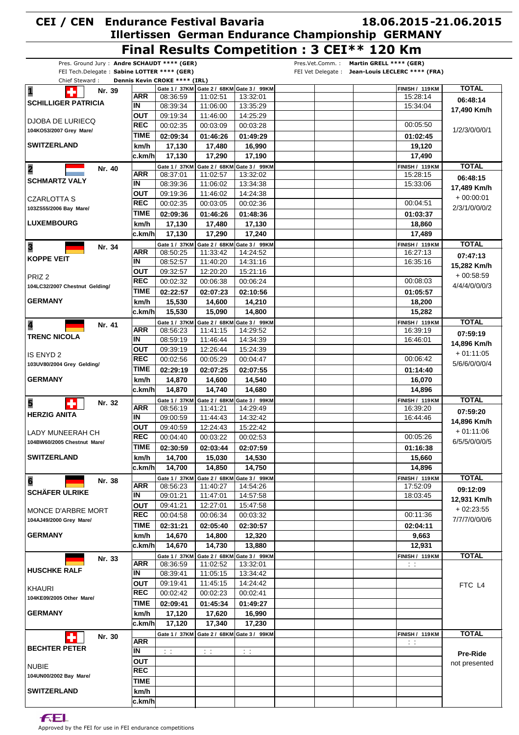# CEI / CEN Endurance Festival Bavaria — 18.06.2015-21.06.2015

## Illertissen German Endurance Championship GERMANY

# Final Results Competition : 3 CEI** 120 Km

Pres. Ground Jury : **Andre SCHAUDT **** (GER)**
FEI Tech.Delegate : **Sabine LOTTER **** (GER)**
Chief Steward : **Dennis Kevin CROKE **** (IRL)**
Pres.Vet.Comm. : **Martin GRELL **** (GER)**
FEI Vet Delegate : **Jean-Louis LECLERC **** (FRA)**

| Rider / Horse | | Gate 1 / 37KM | Gate 2 / 68KM | Gate 3 / 99KM | FINISH / 119KM | TOTAL |
|---|---|---|---|---|---|---|
| **1** Nr. 39 **SCHILLIGER PATRICIA** | ARR | 08:36:59 | 11:02:51 | 13:32:01 | 15:28:14 | **06:48:14** |
| DJOBA DE LURIECQ | IN | 08:39:34 | 11:06:00 | 13:35:29 | 15:34:04 | **17,490 Km/h** |
| 104KO53/2007 Grey Mare/ | OUT | 09:19:34 | 11:46:00 | 14:25:29 | | |
| | REC | 00:02:35 | 00:03:09 | 00:03:28 | 00:05:50 | 1/2/3/0/0/0/1 |
| **SWITZERLAND** | TIME | 02:09:34 | 01:46:26 | 01:49:29 | 01:02:45 | |
| | km/h | 17,130 | 17,480 | 16,990 | 19,120 | |
| | c.km/h | 17,130 | 17,290 | 17,190 | 17,490 | |
| **2** Nr. 40 **SCHMARTZ VALY** | ARR | 08:37:01 | 11:02:57 | 13:32:02 | 15:28:15 | **06:48:15** |
| CZARLOTTA S | IN | 08:39:36 | 11:06:02 | 13:34:38 | 15:33:06 | **17,489 Km/h** |
| 103ZS55/2006 Bay Mare/ | OUT | 09:19:36 | 11:46:02 | 14:24:38 | | + 00:00:01 |
| | REC | 00:02:35 | 00:03:05 | 00:02:36 | 00:04:51 | 2/3/1/0/0/0/2 |
| **LUXEMBOURG** | TIME | 02:09:36 | 01:46:26 | 01:48:36 | 01:03:37 | |
| | km/h | 17,130 | 17,480 | 17,130 | 18,860 | |
| | c.km/h | 17,130 | 17,290 | 17,240 | 17,489 | |
| **3** Nr. 34 **KOPPE VEIT** | ARR | 08:50:25 | 11:33:42 | 14:24:52 | 16:27:13 | **07:47:13** |
| PRIZ 2 | IN | 08:52:57 | 11:40:20 | 14:31:16 | 16:35:16 | **15,282 Km/h** |
| 104LC32/2007 Chestnut Gelding/ | OUT | 09:32:57 | 12:20:20 | 15:21:16 | | + 00:58:59 |
| | REC | 00:02:32 | 00:06:38 | 00:06:24 | 00:08:03 | 4/4/4/0/0/0/3 |
| **GERMANY** | TIME | 02:22:57 | 02:07:23 | 02:10:56 | 01:05:57 | |
| | km/h | 15,530 | 14,600 | 14,210 | 18,200 | |
| | c.km/h | 15,530 | 15,090 | 14,800 | 15,282 | |
| **4** Nr. 41 **TRENC NICOLA** | ARR | 08:56:23 | 11:41:15 | 14:29:52 | 16:39:19 | **07:59:19** |
| IS ENYD 2 | IN | 08:59:19 | 11:46:44 | 14:34:39 | 16:46:01 | **14,896 Km/h** |
| 103UV80/2004 Grey Gelding/ | OUT | 09:39:19 | 12:26:44 | 15:24:39 | | + 01:11:05 |
| | REC | 00:02:56 | 00:05:29 | 00:04:47 | 00:06:42 | 5/6/6/0/0/0/4 |
| **GERMANY** | TIME | 02:29:19 | 02:07:25 | 02:07:55 | 01:14:40 | |
| | km/h | 14,870 | 14,600 | 14,540 | 16,070 | |
| | c.km/h | 14,870 | 14,740 | 14,680 | 14,896 | |
| **5** Nr. 32 **HERZIG ANITA** | ARR | 08:56:19 | 11:41:21 | 14:29:49 | 16:39:20 | **07:59:20** |
| LADY MUNEERAH CH | IN | 09:00:59 | 11:44:43 | 14:32:42 | 16:44:46 | **14,896 Km/h** |
| 104BW60/2005 Chestnut Mare/ | OUT | 09:40:59 | 12:24:43 | 15:22:42 | | + 01:11:06 |
| | REC | 00:04:40 | 00:03:22 | 00:02:53 | 00:05:26 | 6/5/5/0/0/0/5 |
| **SWITZERLAND** | TIME | 02:30:59 | 02:03:44 | 02:07:59 | 01:16:38 | |
| | km/h | 14,700 | 15,030 | 14,530 | 15,660 | |
| | c.km/h | 14,700 | 14,850 | 14,750 | 14,896 | |
| **6** Nr. 38 **SCHÄFER ULRIKE** | ARR | 08:56:23 | 11:40:27 | 14:54:26 | 17:52:09 | **09:12:09** |
| MONCE D'ARBRE MORT | IN | 09:01:21 | 11:47:01 | 14:57:58 | 18:03:45 | **12,931 Km/h** |
| 104AJ49/2000 Grey Mare/ | OUT | 09:41:21 | 12:27:01 | 15:47:58 | | + 02:23:55 |
| | REC | 00:04:58 | 00:06:34 | 00:03:32 | 00:11:36 | 7/7/7/0/0/0/6 |
| **GERMANY** | TIME | 02:31:21 | 02:05:40 | 02:30:57 | 02:04:11 | |
| | km/h | 14,670 | 14,800 | 12,320 | 9,663 | |
| | c.km/h | 14,670 | 14,730 | 13,880 | 12,931 | |
| Nr. 33 **HUSCHKE RALF** | ARR | 08:36:59 | 11:02:52 | 13:32:01 | : : | FTC L4 |
| KHAURI | IN | 08:39:41 | 11:05:15 | 13:34:42 | | |
| 104KE09/2005 Other Mare/ | OUT | 09:19:41 | 11:45:15 | 14:24:42 | | |
| | REC | 00:02:42 | 00:02:23 | 00:02:41 | | |
| **GERMANY** | TIME | 02:09:41 | 01:45:34 | 01:49:27 | | |
| | km/h | 17,120 | 17,620 | 16,990 | | |
| | c.km/h | 17,120 | 17,340 | 17,230 | | |
| Nr. 30 **BECHTER PETER** | ARR | | | | : : | **Pre-Ride** not presented |
| NUBIE | IN | : : | : : | : : | | |
| 104UN00/2002 Bay Mare/ | OUT | | | | | |
| | REC | | | | | |
| **SWITZERLAND** | TIME | | | | | |
| | km/h | | | | | |
| | c.km/h | | | | | |

Approved by the FEI for use in FEI endurance competitions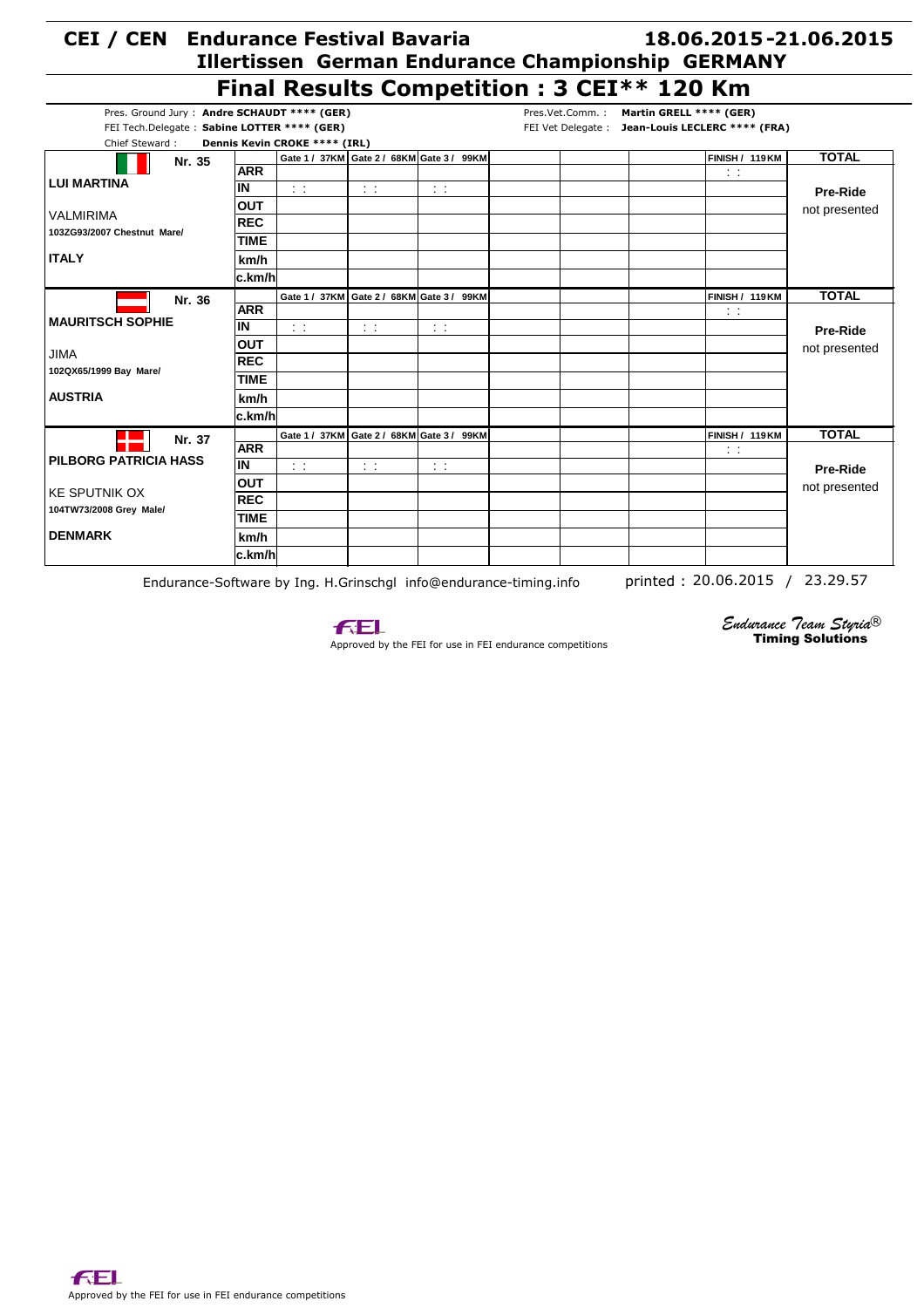# CEI / CEN Endurance Festival Bavaria 18.06.2015-21.06.2015

## Illertissen German Endurance Championship GERMANY

## Final Results Competition : 3 CEI** 120 Km

Pres. Ground Jury : **Andre SCHAUDT **** (GER)**
FEI Tech.Delegate : **Sabine LOTTER **** (GER)**
Chief Steward : **Dennis Kevin CROKE **** (IRL)**

Pres.Vet.Comm. : **Martin GRELL **** (GER)**
FEI Vet Delegate : **Jean-Louis LECLERC **** (FRA)**

| Nr. 35 | | Gate 1 / 37KM | Gate 2 / 68KM | Gate 3 / 99KM | | | | FINISH / 119KM | TOTAL |
|---|---|---|---|---|---|---|---|---|---|
| **LUI MARTINA** | **ARR** | | | | | | | : : | |
| | **IN** | : : | : : | : : | | | | | **Pre-Ride** |
| VALMIRIMA | **OUT** | | | | | | | | not presented |
| **103ZG93/2007 Chestnut Mare/** | **REC** | | | | | | | | |
| | **TIME** | | | | | | | | |
| **ITALY** | **km/h** | | | | | | | | |
| | **c.km/h** | | | | | | | | |

| Nr. 36 | | Gate 1 / 37KM | Gate 2 / 68KM | Gate 3 / 99KM | | | | FINISH / 119KM | TOTAL |
|---|---|---|---|---|---|---|---|---|---|
| **MAURITSCH SOPHIE** | **ARR** | | | | | | | : : | |
| | **IN** | : : | : : | : : | | | | | **Pre-Ride** |
| JIMA | **OUT** | | | | | | | | not presented |
| **102QX65/1999 Bay Mare/** | **REC** | | | | | | | | |
| | **TIME** | | | | | | | | |
| **AUSTRIA** | **km/h** | | | | | | | | |
| | **c.km/h** | | | | | | | | |

| Nr. 37 | | Gate 1 / 37KM | Gate 2 / 68KM | Gate 3 / 99KM | | | | FINISH / 119KM | TOTAL |
|---|---|---|---|---|---|---|---|---|---|
| **PILBORG PATRICIA HASS** | **ARR** | | | | | | | : : | |
| | **IN** | : : | : : | : : | | | | | **Pre-Ride** |
| KE SPUTNIK OX | **OUT** | | | | | | | | not presented |
| **104TW73/2008 Grey Male/** | **REC** | | | | | | | | |
| | **TIME** | | | | | | | | |
| **DENMARK** | **km/h** | | | | | | | | |
| | **c.km/h** | | | | | | | | |

Endurance-Software by Ing. H.Grinschgl info@endurance-timing.info printed : 20.06.2015 / 23.29.57

FEI Approved by the FEI for use in FEI endurance competitions

*Endurance Team Styria®* **Timing Solutions**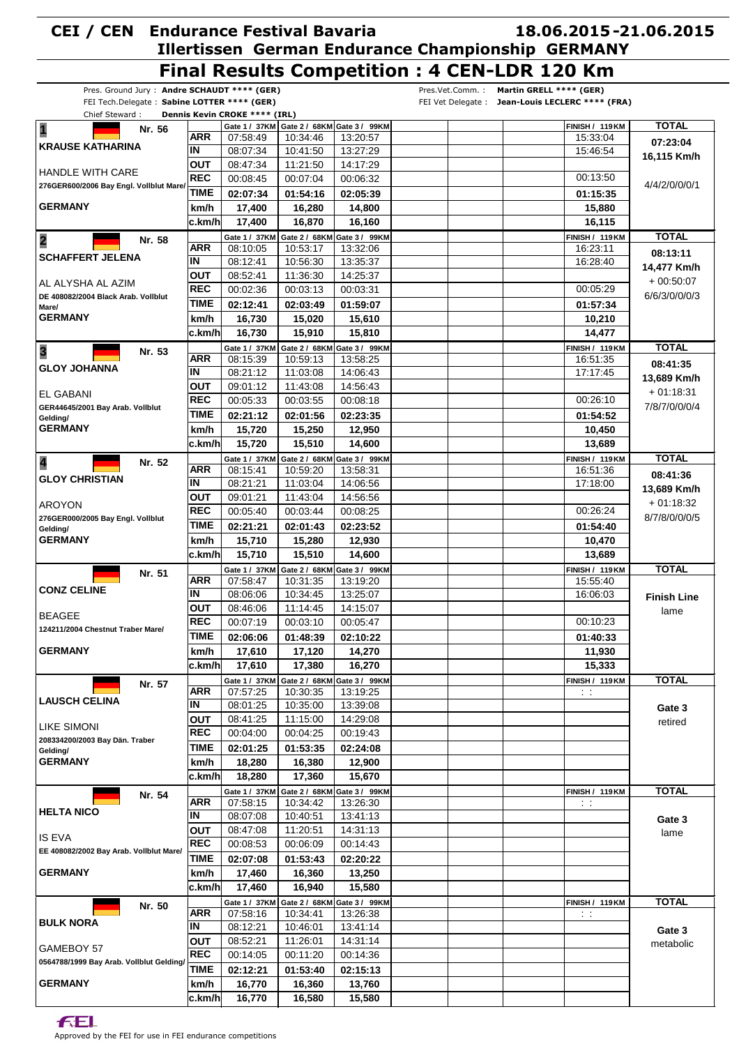# CEI / CEN Endurance Festival Bavaria 18.06.2015-21.06.2015

## Illertissen German Endurance Championship GERMANY

## Final Results Competition : 4 CEN-LDR 120 Km

Pres. Ground Jury : **Andre SCHAUDT \*\*\*\* (GER)**
FEI Tech.Delegate : **Sabine LOTTER \*\*\*\* (GER)**
Chief Steward : **Dennis Kevin CROKE \*\*\*\* (IRL)**

Pres.Vet.Comm. : **Martin GRELL \*\*\*\* (GER)**
FEI Vet Delegate : **Jean-Louis LECLERC \*\*\*\* (FRA)**

| Rider / Horse | | Gate 1 / 37KM | Gate 2 / 68KM | Gate 3 / 99KM | FINISH / 119KM | TOTAL |
|---|---|---|---|---|---|---|
| **1** Nr. 56 **KRAUSE KATHARINA** | ARR | 07:58:49 | 10:34:46 | 13:20:57 | 15:33:04 | **07:23:04** |
| HANDLE WITH CARE | IN | 08:07:34 | 10:41:50 | 13:27:29 | 15:46:54 | **16,115 Km/h** |
| 276GER600/2006 Bay Engl. Vollblut Mare/ | OUT | 08:47:34 | 11:21:50 | 14:17:29 | | |
| **GERMANY** | REC | 00:08:45 | 00:07:04 | 00:06:32 | 00:13:50 | 4/4/2/0/0/1 |
| | TIME | **02:07:34** | **01:54:16** | **02:05:39** | **01:15:35** | |
| | km/h | **17,400** | **16,280** | **14,800** | **15,880** | |
| | c.km/h | **17,400** | **16,870** | **16,160** | **16,115** | |
| **2** Nr. 58 **SCHAFFERT JELENA** | ARR | 08:10:05 | 10:53:17 | 13:32:06 | 16:23:11 | **08:13:11** |
| AL ALYSHA AL AZIM | IN | 08:12:41 | 10:56:30 | 13:35:37 | 16:28:40 | **14,477 Km/h** |
| DE 408082/2004 Black Arab. Vollblut Mare/ | OUT | 08:52:41 | 11:36:30 | 14:25:37 | | + 00:50:07 |
| **GERMANY** | REC | 00:02:36 | 00:03:13 | 00:03:31 | 00:05:29 | 6/6/3/0/0/3 |
| | TIME | **02:12:41** | **02:03:49** | **01:59:07** | **01:57:34** | |
| | km/h | **16,730** | **15,020** | **15,610** | **10,210** | |
| | c.km/h | **16,730** | **15,910** | **15,810** | **14,477** | |
| **3** Nr. 53 **GLOY JOHANNA** | ARR | 08:15:39 | 10:59:13 | 13:58:25 | 16:51:35 | **08:41:35** |
| EL GABANI | IN | 08:21:12 | 11:03:08 | 14:06:43 | 17:17:45 | **13,689 Km/h** |
| GER44645/2001 Bay Arab. Vollblut Gelding/ | OUT | 09:01:12 | 11:43:08 | 14:56:43 | | + 01:18:31 |
| **GERMANY** | REC | 00:05:33 | 00:03:55 | 00:08:18 | 00:26:10 | 7/8/7/0/0/0/4 |
| | TIME | **02:21:12** | **02:01:56** | **02:23:35** | **01:54:52** | |
| | km/h | **15,720** | **15,250** | **12,950** | **10,450** | |
| | c.km/h | **15,720** | **15,510** | **14,600** | **13,689** | |
| **4** Nr. 52 **GLOY CHRISTIAN** | ARR | 08:15:41 | 10:59:20 | 13:58:31 | 16:51:36 | **08:41:36** |
| AROYON | IN | 08:21:21 | 11:03:04 | 14:06:56 | 17:18:00 | **13,689 Km/h** |
| 276GER000/2005 Bay Engl. Vollblut Gelding/ | OUT | 09:01:21 | 11:43:04 | 14:56:56 | | + 01:18:32 |
| **GERMANY** | REC | 00:05:40 | 00:03:44 | 00:08:25 | 00:26:24 | 8/7/8/0/0/0/5 |
| | TIME | **02:21:21** | **02:01:43** | **02:23:52** | **01:54:40** | |
| | km/h | **15,710** | **15,280** | **12,930** | **10,470** | |
| | c.km/h | **15,710** | **15,510** | **14,600** | **13,689** | |
| Nr. 51 **CONZ CELINE** | ARR | 07:58:47 | 10:31:35 | 13:19:20 | 15:55:40 | |
| BEAGEE | IN | 08:06:06 | 10:34:45 | 13:25:07 | 16:06:03 | **Finish Line** |
| 124211/2004 Chestnut Traber Mare/ | OUT | 08:46:06 | 11:14:45 | 14:15:07 | | lame |
| **GERMANY** | REC | 00:07:19 | 00:03:10 | 00:05:47 | 00:10:23 | |
| | TIME | **02:06:06** | **01:48:39** | **02:10:22** | **01:40:33** | |
| | km/h | **17,610** | **17,120** | **14,270** | **11,930** | |
| | c.km/h | **17,610** | **17,380** | **16,270** | **15,333** | |
| Nr. 57 **LAUSCH CELINA** | ARR | 07:57:25 | 10:30:35 | 13:19:25 | : : | |
| LIKE SIMONI | IN | 08:01:25 | 10:35:00 | 13:39:08 | | **Gate 3** |
| 208334200/2003 Bay Dän. Traber Gelding/ | OUT | 08:41:25 | 11:15:00 | 14:29:08 | | retired |
| **GERMANY** | REC | 00:04:00 | 00:04:25 | 00:19:43 | | |
| | TIME | **02:01:25** | **01:53:35** | **02:24:08** | | |
| | km/h | **18,280** | **16,380** | **12,900** | | |
| | c.km/h | **18,280** | **17,360** | **15,670** | | |
| Nr. 54 **HELTA NICO** | ARR | 07:58:15 | 10:34:42 | 13:26:30 | : : | |
| IS EVA | IN | 08:07:08 | 10:40:51 | 13:41:13 | | **Gate 3** |
| EE 408082/2002 Bay Arab. Vollblut Mare/ | OUT | 08:47:08 | 11:20:51 | 14:31:13 | | lame |
| **GERMANY** | REC | 00:08:53 | 00:06:09 | 00:14:43 | | |
| | TIME | **02:07:08** | **01:53:43** | **02:20:22** | | |
| | km/h | **17,460** | **16,360** | **13,250** | | |
| | c.km/h | **17,460** | **16,940** | **15,580** | | |
| Nr. 50 **BULK NORA** | ARR | 07:58:16 | 10:34:41 | 13:26:38 | : : | |
| GAMEBOY 57 | IN | 08:12:21 | 10:46:01 | 13:41:14 | | **Gate 3** |
| 0564788/1999 Bay Arab. Vollblut Gelding/ | OUT | 08:52:21 | 11:26:01 | 14:31:14 | | metabolic |
| **GERMANY** | REC | 00:14:05 | 00:11:20 | 00:14:36 | | |
| | TIME | **02:12:21** | **01:53:40** | **02:15:13** | | |
| | km/h | **16,770** | **16,360** | **13,760** | | |
| | c.km/h | **16,770** | **16,580** | **15,580** | | |

Approved by the FEI for use in FEI endurance competitions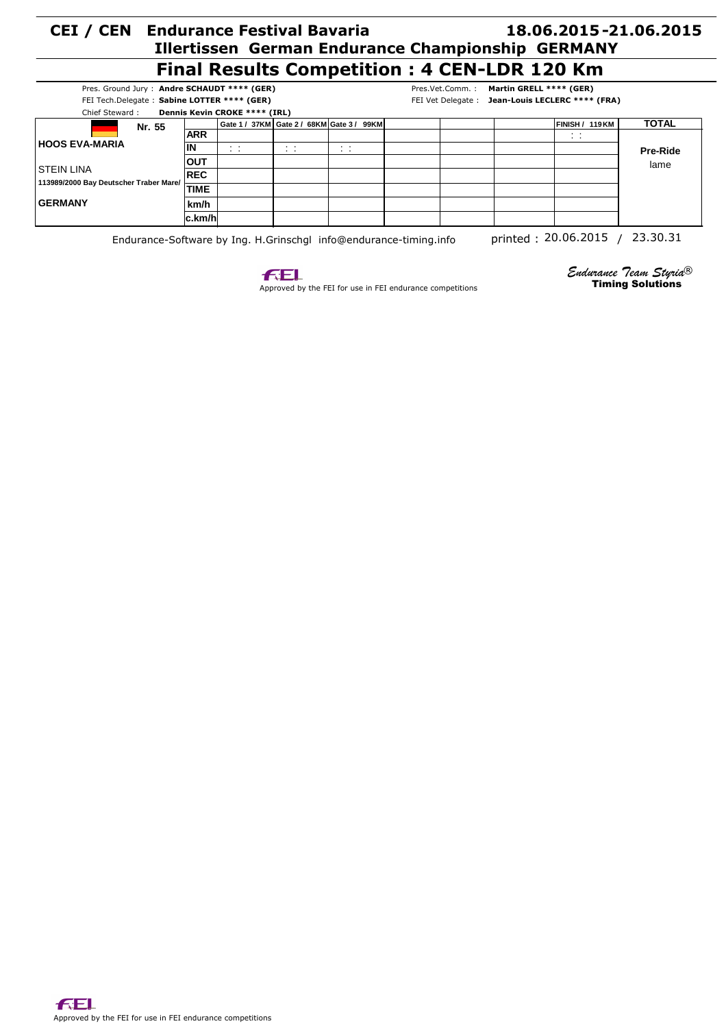# CEI / CEN Endurance Festival Bavaria 18.06.2015-21.06.2015

## Illertissen German Endurance Championship GERMANY

# Final Results Competition : 4 CEN-LDR 120 Km

Pres. Ground Jury : **Andre SCHAUDT \*\*\*\* (GER)**
FEI Tech.Delegate : **Sabine LOTTER \*\*\*\* (GER)**
Chief Steward : **Dennis Kevin CROKE \*\*\*\* (IRL)**

Pres.Vet.Comm. : **Martin GRELL \*\*\*\* (GER)**
FEI Vet Delegate : **Jean-Louis LECLERC \*\*\*\* (FRA)**

| Nr. 55 | | Gate 1 / 37KM | Gate 2 / 68KM | Gate 3 / 99KM | | | | FINISH / 119KM | TOTAL |
|---|---|---|---|---|---|---|---|---|---|
| **HOOS EVA-MARIA** | **ARR** | | | | | | | : : | |
| | **IN** | : : | : : | : : | | | | | **Pre-Ride** |
| STEIN LINA | **OUT** | | | | | | | | lame |
| **113989/2000 Bay Deutscher Traber Mare/** | **REC** | | | | | | | | |
| | **TIME** | | | | | | | | |
| **GERMANY** | **km/h** | | | | | | | | |
| | **c.km/h** | | | | | | | | |

Endurance-Software by Ing. H.Grinschgl info@endurance-timing.info printed : 20.06.2015 / 23.30.31

Approved by the FEI for use in FEI endurance competitions

*Endurance Team Styria®*
**Timing Solutions**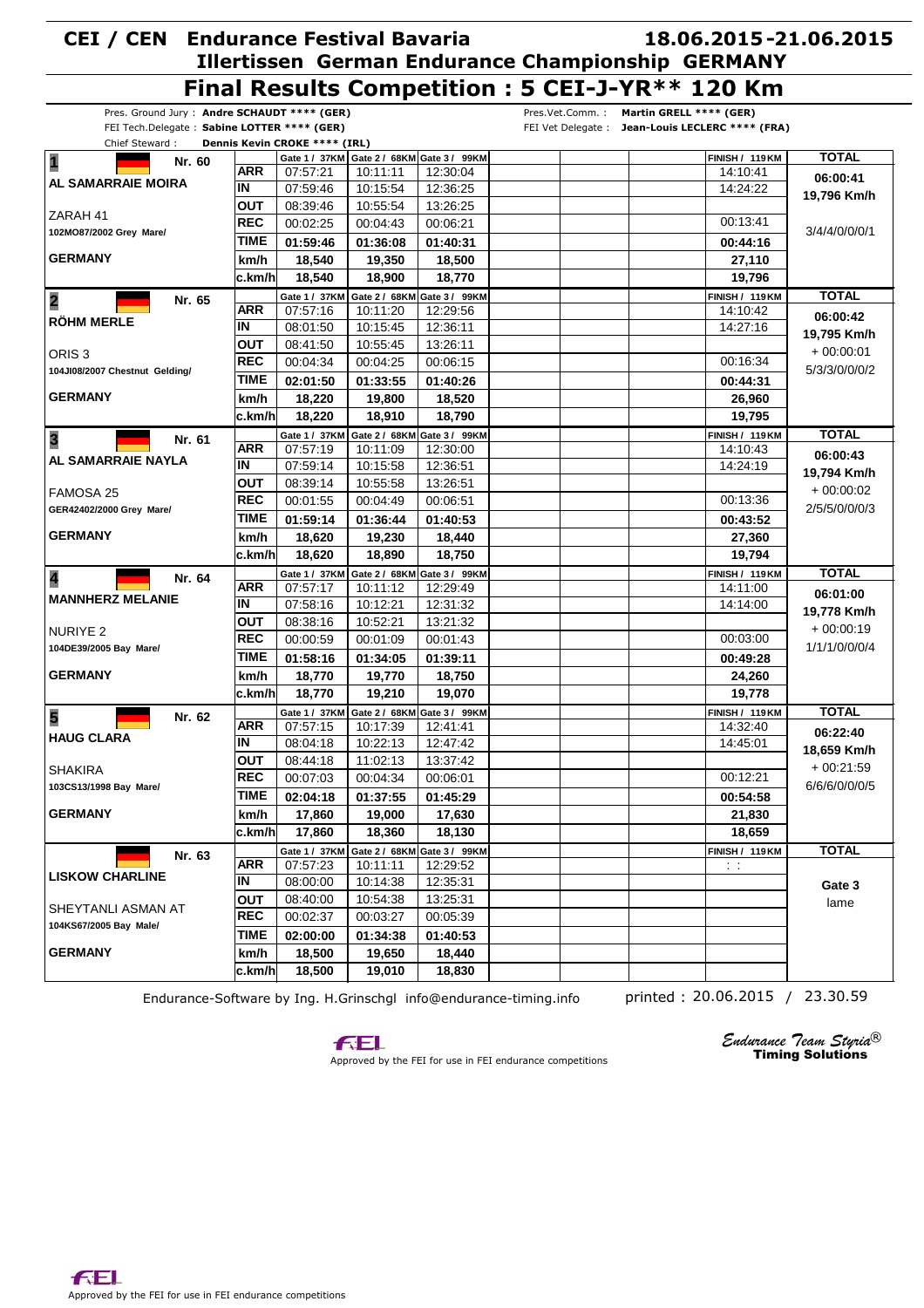# CEI / CEN Endurance Festival Bavaria 18.06.2015-21.06.2015

## Illertissen German Endurance Championship GERMANY

## Final Results Competition : 5 CEI-J-YR** 120 Km

Pres. Ground Jury : **Andre SCHAUDT **** (GER)**
FEI Tech.Delegate : **Sabine LOTTER **** (GER)**
Chief Steward : **Dennis Kevin CROKE **** (IRL)**
Pres.Vet.Comm. : **Martin GRELL **** (GER)**
FEI Vet Delegate : **Jean-Louis LECLERC **** (FRA)**

| Rank / Rider / Horse | | Gate 1 / 37KM | Gate 2 / 68KM | Gate 3 / 99KM | FINISH / 119KM | TOTAL |
|---|---|---|---|---|---|---|
| **1** Nr. 60 | ARR | 07:57:21 | 10:11:11 | 12:30:04 | 14:10:41 | **06:00:41** |
| **AL SAMARRAIE MOIRA** | IN | 07:59:46 | 10:15:54 | 12:36:25 | 14:24:22 | **19,796 Km/h** |
| ZARAH 41 | OUT | 08:39:46 | 10:55:54 | 13:26:25 | | |
| 102MO87/2002 Grey Mare/ | REC | 00:02:25 | 00:04:43 | 00:06:21 | 00:13:41 | 3/4/4/0/0/0/1 |
| | TIME | 01:59:46 | 01:36:08 | 01:40:31 | 00:44:16 | |
| **GERMANY** | km/h | 18,540 | 19,350 | 18,500 | 27,110 | |
| | c.km/h | 18,540 | 18,900 | 18,770 | 19,796 | |
| **2** Nr. 65 | ARR | 07:57:16 | 10:11:20 | 12:29:56 | 14:10:42 | **06:00:42** |
| **RÖHM MERLE** | IN | 08:01:50 | 10:15:45 | 12:36:11 | 14:27:16 | **19,795 Km/h** |
| ORIS 3 | OUT | 08:41:50 | 10:55:45 | 13:26:11 | | + 00:00:01 |
| 104JI08/2007 Chestnut Gelding/ | REC | 00:04:34 | 00:04:25 | 00:06:15 | 00:16:34 | 5/3/3/0/0/0/2 |
| | TIME | 02:01:50 | 01:33:55 | 01:40:26 | 00:44:31 | |
| **GERMANY** | km/h | 18,220 | 19,800 | 18,520 | 26,960 | |
| | c.km/h | 18,220 | 18,910 | 18,790 | 19,795 | |
| **3** Nr. 61 | ARR | 07:57:19 | 10:11:09 | 12:30:00 | 14:10:43 | **06:00:43** |
| **AL SAMARRAIE NAYLA** | IN | 07:59:14 | 10:15:58 | 12:36:51 | 14:24:19 | **19,794 Km/h** |
| FAMOSA 25 | OUT | 08:39:14 | 10:55:58 | 13:26:51 | | + 00:00:02 |
| GER42402/2000 Grey Mare/ | REC | 00:01:55 | 00:04:49 | 00:06:51 | 00:13:36 | 2/5/5/0/0/0/3 |
| | TIME | 01:59:14 | 01:36:44 | 01:40:53 | 00:43:52 | |
| **GERMANY** | km/h | 18,620 | 19,230 | 18,440 | 27,360 | |
| | c.km/h | 18,620 | 18,890 | 18,750 | 19,794 | |
| **4** Nr. 64 | ARR | 07:57:17 | 10:11:12 | 12:29:49 | 14:11:00 | **06:01:00** |
| **MANNHERZ MELANIE** | IN | 07:58:16 | 10:12:21 | 12:31:32 | 14:14:00 | **19,778 Km/h** |
| NURIYE 2 | OUT | 08:38:16 | 10:52:21 | 13:21:32 | | + 00:00:19 |
| 104DE39/2005 Bay Mare/ | REC | 00:00:59 | 00:01:09 | 00:01:43 | 00:03:00 | 1/1/1/0/0/0/4 |
| | TIME | 01:58:16 | 01:34:05 | 01:39:11 | 00:49:28 | |
| **GERMANY** | km/h | 18,770 | 19,770 | 18,750 | 24,260 | |
| | c.km/h | 18,770 | 19,210 | 19,070 | 19,778 | |
| **5** Nr. 62 | ARR | 07:57:15 | 10:17:39 | 12:41:41 | 14:32:40 | **06:22:40** |
| **HAUG CLARA** | IN | 08:04:18 | 10:22:13 | 12:47:42 | 14:45:01 | **18,659 Km/h** |
| SHAKIRA | OUT | 08:44:18 | 11:02:13 | 13:37:42 | | + 00:21:59 |
| 103CS13/1998 Bay Mare/ | REC | 00:07:03 | 00:04:34 | 00:06:01 | 00:12:21 | 6/6/6/0/0/0/5 |
| | TIME | 02:04:18 | 01:37:55 | 01:45:29 | 00:54:58 | |
| **GERMANY** | km/h | 17,860 | 19,000 | 17,630 | 21,830 | |
| | c.km/h | 17,860 | 18,360 | 18,130 | 18,659 | |
| Nr. 63 | ARR | 07:57:23 | 10:11:11 | 12:29:52 | : : | |
| **LISKOW CHARLINE** | IN | 08:00:00 | 10:14:38 | 12:35:31 | | **Gate 3** |
| SHEYTANLI ASMAN AT | OUT | 08:40:00 | 10:54:38 | 13:25:31 | | lame |
| 104KS67/2005 Bay Male/ | REC | 00:02:37 | 00:03:27 | 00:05:39 | | |
| | TIME | 02:00:00 | 01:34:38 | 01:40:53 | | |
| **GERMANY** | km/h | 18,500 | 19,650 | 18,440 | | |
| | c.km/h | 18,500 | 19,010 | 18,830 | | |

Endurance-Software by Ing. H.Grinschgl info@endurance-timing.info

printed : 20.06.2015 / 23.30.59

Approved by the FEI for use in FEI endurance competitions

*Endurance Team Styria*® **Timing Solutions**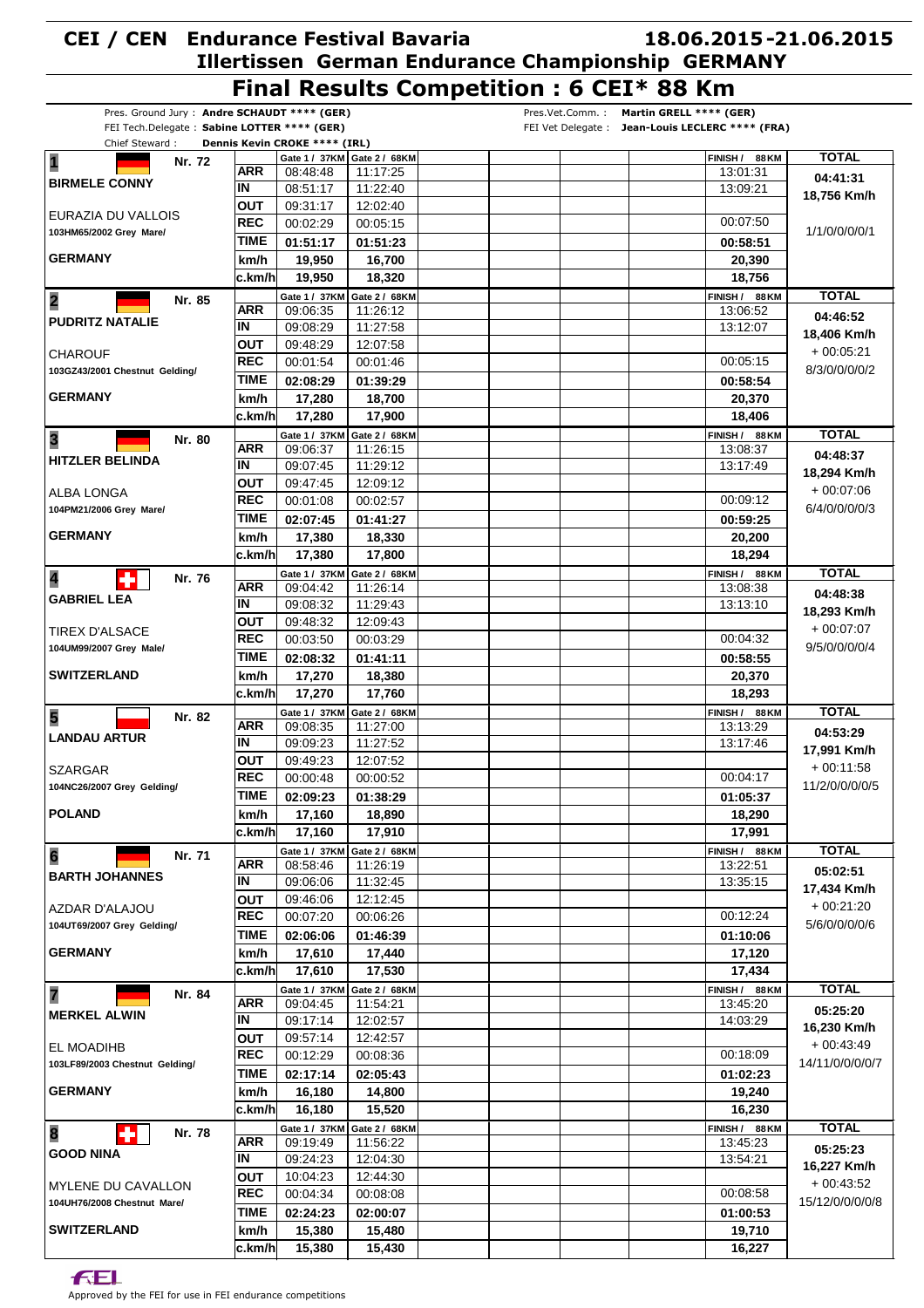# CEI / CEN Endurance Festival Bavaria 18.06.2015-21.06.2015

## Illertissen German Endurance Championship GERMANY

## Final Results Competition : 6 CEI* 88 Km

Pres. Ground Jury : **Andre SCHAUDT **** (GER)**
FEI Tech.Delegate : **Sabine LOTTER **** (GER)**
Chief Steward : **Dennis Kevin CROKE **** (IRL)**
Pres.Vet.Comm. : **Martin GRELL **** (GER)**
FEI Vet Delegate : **Jean-Louis LECLERC **** (FRA)**

| Rider / Horse | | Gate 1 / 37KM | Gate 2 / 68KM | FINISH / 88KM | TOTAL |
|---|---|---|---|---|---|
| **1** Nr. 72 **BIRMELE CONNY** | ARR | 08:48:48 | 11:17:25 | 13:01:31 | **04:41:31** |
| | IN | 08:51:17 | 11:22:40 | 13:09:21 | **18,756 Km/h** |
| EURAZIA DU VALLOIS | OUT | 09:31:17 | 12:02:40 | | |
| 103HM65/2002 Grey Mare/ | REC | 00:02:29 | 00:05:15 | 00:07:50 | 1/1/0/0/0/1 |
| | TIME | **01:51:17** | **01:51:23** | **00:58:51** | |
| **GERMANY** | km/h | **19,950** | **16,700** | **20,390** | |
| | c.km/h | **19,950** | **18,320** | **18,756** | |
| **2** Nr. 85 **PUDRITZ NATALIE** | ARR | 09:06:35 | 11:26:12 | 13:06:52 | **04:46:52** |
| | IN | 09:08:29 | 11:27:58 | 13:12:07 | **18,406 Km/h** |
| CHAROUF | OUT | 09:48:29 | 12:07:58 | | + 00:05:21 |
| 103GZ43/2001 Chestnut Gelding/ | REC | 00:01:54 | 00:01:46 | 00:05:15 | 8/3/0/0/0/2 |
| | TIME | **02:08:29** | **01:39:29** | **00:58:54** | |
| **GERMANY** | km/h | **17,280** | **18,700** | **20,370** | |
| | c.km/h | **17,280** | **17,900** | **18,406** | |
| **3** Nr. 80 **HITZLER BELINDA** | ARR | 09:06:37 | 11:26:15 | 13:08:37 | **04:48:37** |
| | IN | 09:07:45 | 11:29:12 | 13:17:49 | **18,294 Km/h** |
| ALBA LONGA | OUT | 09:47:45 | 12:09:12 | | + 00:07:06 |
| 104PM21/2006 Grey Mare/ | REC | 00:01:08 | 00:02:57 | 00:09:12 | 6/4/0/0/0/3 |
| | TIME | **02:07:45** | **01:41:27** | **00:59:25** | |
| **GERMANY** | km/h | **17,380** | **18,330** | **20,200** | |
| | c.km/h | **17,380** | **17,800** | **18,294** | |
| **4** Nr. 76 **GABRIEL LEA** | ARR | 09:04:42 | 11:26:14 | 13:08:38 | **04:48:38** |
| | IN | 09:08:32 | 11:29:43 | 13:13:10 | **18,293 Km/h** |
| TIREX D'ALSACE | OUT | 09:48:32 | 12:09:43 | | + 00:07:07 |
| 104UM99/2007 Grey Male/ | REC | 00:03:50 | 00:03:29 | 00:04:32 | 9/5/0/0/0/4 |
| | TIME | **02:08:32** | **01:41:11** | **00:58:55** | |
| **SWITZERLAND** | km/h | **17,270** | **18,380** | **20,370** | |
| | c.km/h | **17,270** | **17,760** | **18,293** | |
| **5** Nr. 82 **LANDAU ARTUR** | ARR | 09:08:35 | 11:27:00 | 13:13:29 | **04:53:29** |
| | IN | 09:09:23 | 11:27:52 | 13:17:46 | **17,991 Km/h** |
| SZARGAR | OUT | 09:49:23 | 12:07:52 | | + 00:11:58 |
| 104NC26/2007 Grey Gelding/ | REC | 00:00:48 | 00:00:52 | 00:04:17 | 11/2/0/0/0/5 |
| | TIME | **02:09:23** | **01:38:29** | **01:05:37** | |
| **POLAND** | km/h | **17,160** | **18,890** | **18,290** | |
| | c.km/h | **17,160** | **17,910** | **17,991** | |
| **6** Nr. 71 **BARTH JOHANNES** | ARR | 08:58:46 | 11:26:19 | 13:22:51 | **05:02:51** |
| | IN | 09:06:06 | 11:32:45 | 13:35:15 | **17,434 Km/h** |
| AZDAR D'ALAJOU | OUT | 09:46:06 | 12:12:45 | | + 00:21:20 |
| 104UT69/2007 Grey Gelding/ | REC | 00:07:20 | 00:06:26 | 00:12:24 | 5/6/0/0/0/6 |
| | TIME | **02:06:06** | **01:46:39** | **01:10:06** | |
| **GERMANY** | km/h | **17,610** | **17,440** | **17,120** | |
| | c.km/h | **17,610** | **17,530** | **17,434** | |
| **7** Nr. 84 **MERKEL ALWIN** | ARR | 09:04:45 | 11:54:21 | 13:45:20 | **05:25:20** |
| | IN | 09:17:14 | 12:02:57 | 14:03:29 | **16,230 Km/h** |
| EL MOADIHB | OUT | 09:57:14 | 12:42:57 | | + 00:43:49 |
| 103LF89/2003 Chestnut Gelding/ | REC | 00:12:29 | 00:08:36 | 00:18:09 | 14/11/0/0/0/7 |
| | TIME | **02:17:14** | **02:05:43** | **01:02:23** | |
| **GERMANY** | km/h | **16,180** | **14,800** | **19,240** | |
| | c.km/h | **16,180** | **15,520** | **16,230** | |
| **8** Nr. 78 **GOOD NINA** | ARR | 09:19:49 | 11:56:22 | 13:45:23 | **05:25:23** |
| | IN | 09:24:23 | 12:04:30 | 13:54:21 | **16,227 Km/h** |
| MYLENE DU CAVALLON | OUT | 10:04:23 | 12:44:30 | | + 00:43:52 |
| 104UH76/2008 Chestnut Mare/ | REC | 00:04:34 | 00:08:08 | 00:08:58 | 15/12/0/0/0/8 |
| | TIME | **02:24:23** | **02:00:07** | **01:00:53** | |
| **SWITZERLAND** | km/h | **15,380** | **15,480** | **19,710** | |
| | c.km/h | **15,380** | **15,430** | **16,227** | |

Approved by the FEI for use in FEI endurance competitions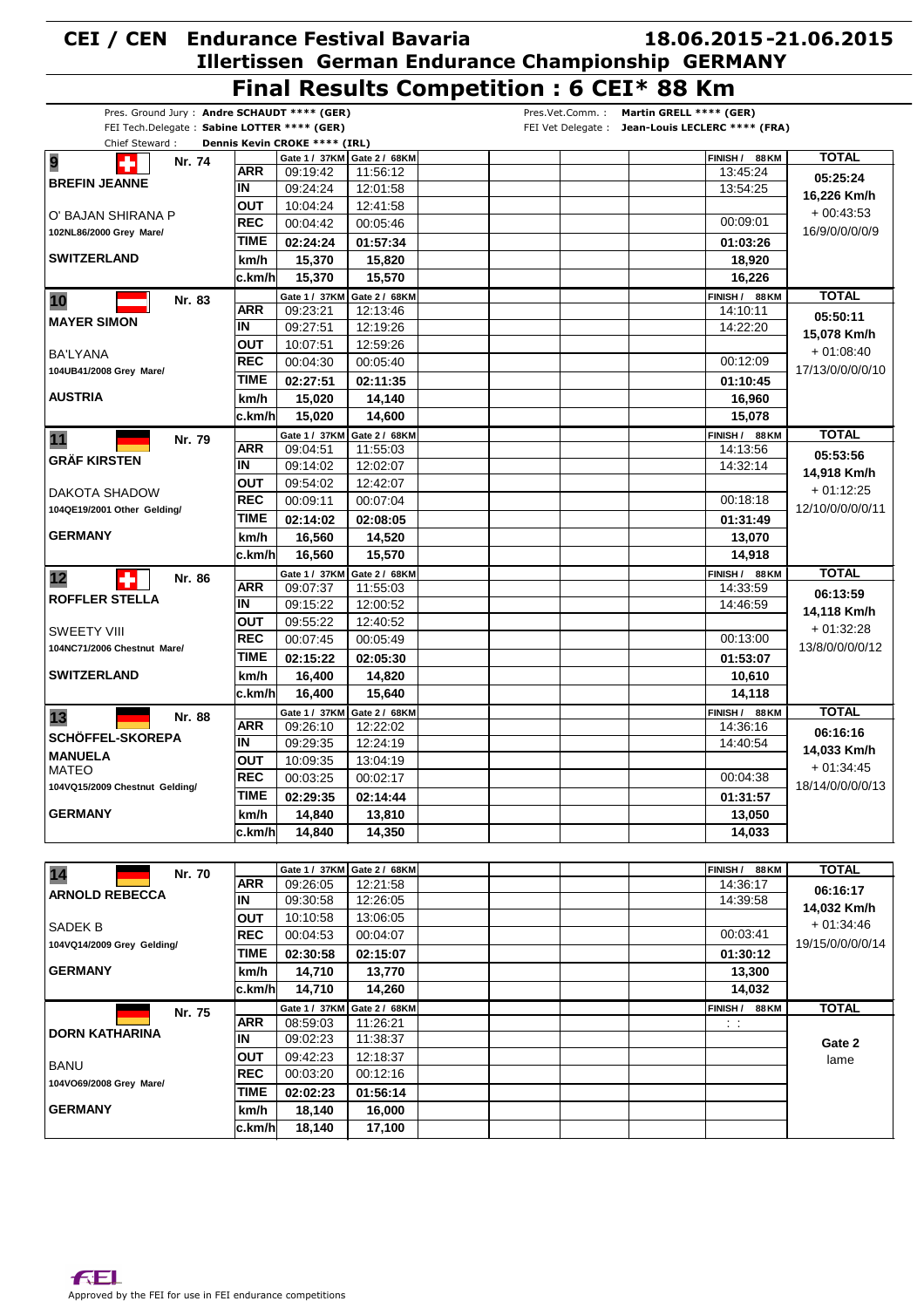# CEI / CEN Endurance Festival Bavaria 18.06.2015-21.06.2015

## Illertissen German Endurance Championship GERMANY

## Final Results Competition : 6 CEI* 88 Km

Pres. Ground Jury : **Andre SCHAUDT \*\*\*\* (GER)**
FEI Tech.Delegate : **Sabine LOTTER \*\*\*\* (GER)**
Chief Steward : **Dennis Kevin CROKE \*\*\*\* (IRL)**

Pres.Vet.Comm. : **Martin GRELL \*\*\*\* (GER)**
FEI Vet Delegate : **Jean-Louis LECLERC \*\*\*\* (FRA)**

| Rank / Rider / Horse / Nation | | Gate 1 / 37KM | Gate 2 / 68KM | FINISH / 88KM | TOTAL |
|---|---|---|---|---|---|
| **9** Nr. 74 | ARR | 09:19:42 | 11:56:12 | 13:45:24 | **05:25:24** |
| **BREFIN JEANNE** | IN | 09:24:24 | 12:01:58 | 13:54:25 | **16,226 Km/h** |
| O' BAJAN SHIRANA P | OUT | 10:04:24 | 12:41:58 | | + 00:43:53 |
| 102NL86/2000 Grey Mare/ | REC | 00:04:42 | 00:05:46 | 00:09:01 | 16/9/0/0/0/0/9 |
| | TIME | **02:24:24** | **01:57:34** | **01:03:26** | |
| **SWITZERLAND** | km/h | **15,370** | **15,820** | **18,920** | |
| | c.km/h | **15,370** | **15,570** | **16,226** | |
| **10** Nr. 83 | ARR | 09:23:21 | 12:13:46 | 14:10:11 | **05:50:11** |
| **MAYER SIMON** | IN | 09:27:51 | 12:19:26 | 14:22:20 | **15,078 Km/h** |
| BA'LYANA | OUT | 10:07:51 | 12:59:26 | | + 01:08:40 |
| 104UB41/2008 Grey Mare/ | REC | 00:04:30 | 00:05:40 | 00:12:09 | 17/13/0/0/0/0/10 |
| | TIME | **02:27:51** | **02:11:35** | **01:10:45** | |
| **AUSTRIA** | km/h | **15,020** | **14,140** | **16,960** | |
| | c.km/h | **15,020** | **14,600** | **15,078** | |
| **11** Nr. 79 | ARR | 09:04:51 | 11:55:03 | 14:13:56 | **05:53:56** |
| **GRÄF KIRSTEN** | IN | 09:14:02 | 12:02:07 | 14:32:14 | **14,918 Km/h** |
| DAKOTA SHADOW | OUT | 09:54:02 | 12:42:07 | | + 01:12:25 |
| 104QE19/2001 Other Gelding/ | REC | 00:09:11 | 00:07:04 | 00:18:18 | 12/10/0/0/0/0/11 |
| | TIME | **02:14:02** | **02:08:05** | **01:31:49** | |
| **GERMANY** | km/h | **16,560** | **14,520** | **13,070** | |
| | c.km/h | **16,560** | **15,570** | **14,918** | |
| **12** Nr. 86 | ARR | 09:07:37 | 11:55:03 | 14:33:59 | **06:13:59** |
| **ROFFLER STELLA** | IN | 09:15:22 | 12:00:52 | 14:46:59 | **14,118 Km/h** |
| SWEETY VIII | OUT | 09:55:22 | 12:40:52 | | + 01:32:28 |
| 104NC71/2006 Chestnut Mare/ | REC | 00:07:45 | 00:05:49 | 00:13:00 | 13/8/0/0/0/0/12 |
| | TIME | **02:15:22** | **02:05:30** | **01:53:07** | |
| **SWITZERLAND** | km/h | **16,400** | **14,820** | **10,610** | |
| | c.km/h | **16,400** | **15,640** | **14,118** | |
| **13** Nr. 88 | ARR | 09:26:10 | 12:22:02 | 14:36:16 | **06:16:16** |
| **SCHÖFFEL-SKOREPA MANUELA** | IN | 09:29:35 | 12:24:19 | 14:40:54 | **14,033 Km/h** |
| MATEO | OUT | 10:09:35 | 13:04:19 | | + 01:34:45 |
| 104VQ15/2009 Chestnut Gelding/ | REC | 00:03:25 | 00:02:17 | 00:04:38 | 18/14/0/0/0/0/13 |
| | TIME | **02:29:35** | **02:14:44** | **01:31:57** | |
| **GERMANY** | km/h | **14,840** | **13,810** | **13,050** | |
| | c.km/h | **14,840** | **14,350** | **14,033** | |
| **14** Nr. 70 | ARR | 09:26:05 | 12:21:58 | 14:36:17 | **06:16:17** |
| **ARNOLD REBECCA** | IN | 09:30:58 | 12:26:05 | 14:39:58 | **14,032 Km/h** |
| SADEK B | OUT | 10:10:58 | 13:06:05 | | + 01:34:46 |
| 104VQ14/2009 Grey Gelding/ | REC | 00:04:53 | 00:04:07 | 00:03:41 | 19/15/0/0/0/0/14 |
| | TIME | **02:30:58** | **02:15:07** | **01:30:12** | |
| **GERMANY** | km/h | **14,710** | **13,770** | **13,300** | |
| | c.km/h | **14,710** | **14,260** | **14,032** | |
| Nr. 75 | ARR | 08:59:03 | 11:26:21 | : : | |
| **DORN KATHARINA** | IN | 09:02:23 | 11:38:37 | | **Gate 2** |
| BANU | OUT | 09:42:23 | 12:18:37 | | lame |
| 104VO69/2008 Grey Mare/ | REC | 00:03:20 | 00:12:16 | | |
| | TIME | **02:02:23** | **01:56:14** | | |
| **GERMANY** | km/h | **18,140** | **16,000** | | |
| | c.km/h | **18,140** | **17,100** | | |

Approved by the FEI for use in FEI endurance competitions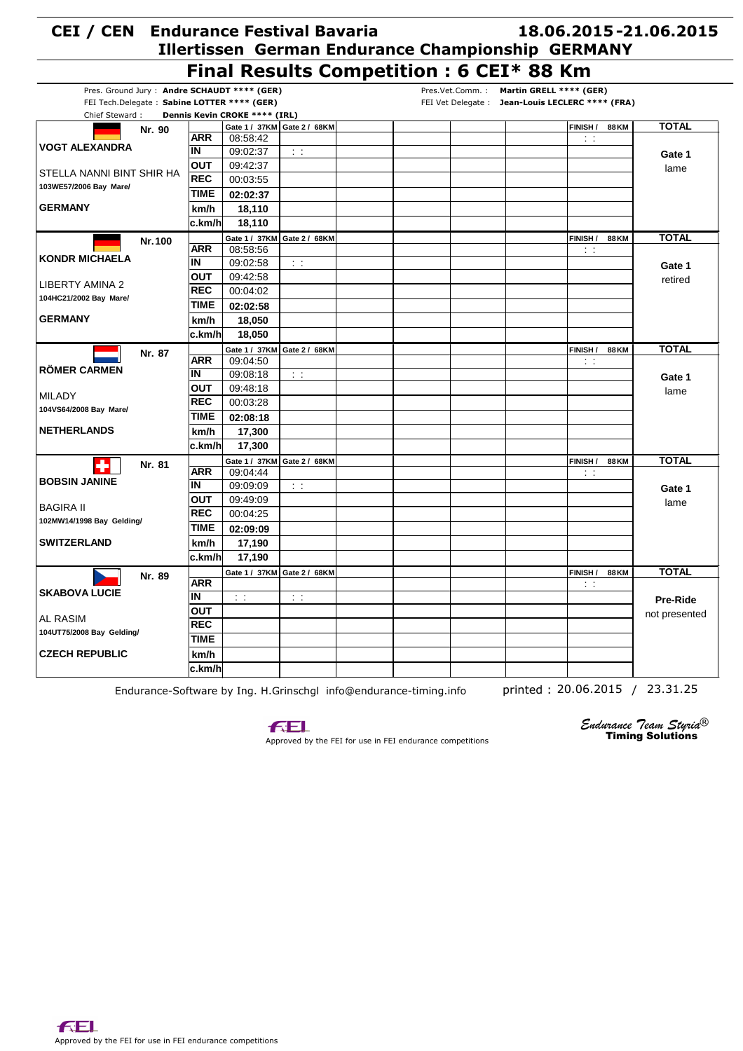# CEI / CEN Endurance Festival Bavaria 18.06.2015-21.06.2015

## Illertissen German Endurance Championship GERMANY

## Final Results Competition : 6 CEI* 88 Km

Pres. Ground Jury : **Andre SCHAUDT \*\*\*\* (GER)**
FEI Tech.Delegate : **Sabine LOTTER \*\*\*\* (GER)**
Chief Steward : **Dennis Kevin CROKE \*\*\*\* (IRL)**

Pres.Vet.Comm. : **Martin GRELL \*\*\*\* (GER)**
FEI Vet Delegate : **Jean-Louis LECLERC \*\*\*\* (FRA)**

| Rider / Horse | | Gate 1 / 37KM | Gate 2 / 68KM | | | | FINISH / 88KM | TOTAL |
|---|---|---|---|---|---|---|---|---|
| **Nr. 90** | ARR | 08:58:42 | | | | | : : | |
| **VOGT ALEXANDRA** | IN | 09:02:37 | : : | | | | | **Gate 1** |
| STELLA NANNI BINT SHIR HA | OUT | 09:42:37 | | | | | | lame |
| 103WE57/2006 Bay Mare/ | REC | 00:03:55 | | | | | | |
| | TIME | **02:02:37** | | | | | | |
| **GERMANY** | km/h | **18,110** | | | | | | |
| | c.km/h | **18,110** | | | | | | |
| **Nr.100** | ARR | 08:58:56 | | | | | : : | |
| **KONDR MICHAELA** | IN | 09:02:58 | : : | | | | | **Gate 1** |
| LIBERTY AMINA 2 | OUT | 09:42:58 | | | | | | retired |
| 104HC21/2002 Bay Mare/ | REC | 00:04:02 | | | | | | |
| | TIME | **02:02:58** | | | | | | |
| **GERMANY** | km/h | **18,050** | | | | | | |
| | c.km/h | **18,050** | | | | | | |
| **Nr. 87** | ARR | 09:04:50 | | | | | : : | |
| **RÖMER CARMEN** | IN | 09:08:18 | : : | | | | | **Gate 1** |
| MILADY | OUT | 09:48:18 | | | | | | lame |
| 104VS64/2008 Bay Mare/ | REC | 00:03:28 | | | | | | |
| | TIME | **02:08:18** | | | | | | |
| **NETHERLANDS** | km/h | **17,300** | | | | | | |
| | c.km/h | **17,300** | | | | | | |
| **Nr. 81** | ARR | 09:04:44 | | | | | : : | |
| **BOBSIN JANINE** | IN | 09:09:09 | : : | | | | | **Gate 1** |
| BAGIRA II | OUT | 09:49:09 | | | | | | lame |
| 102MW14/1998 Bay Gelding/ | REC | 00:04:25 | | | | | | |
| | TIME | **02:09:09** | | | | | | |
| **SWITZERLAND** | km/h | **17,190** | | | | | | |
| | c.km/h | **17,190** | | | | | | |
| **Nr. 89** | ARR | | | | | | : : | |
| **SKABOVA LUCIE** | IN | : : | : : | | | | | **Pre-Ride** |
| AL RASIM | OUT | | | | | | | not presented |
| 104UT75/2008 Bay Gelding/ | REC | | | | | | | |
| | TIME | | | | | | | |
| **CZECH REPUBLIC** | km/h | | | | | | | |
| | c.km/h | | | | | | | |

Endurance-Software by Ing. H.Grinschgl info@endurance-timing.info printed : 20.06.2015 / 23.31.25

Approved by the FEI for use in FEI endurance competitions

*Endurance Team Styria®* **Timing Solutions**

Approved by the FEI for use in FEI endurance competitions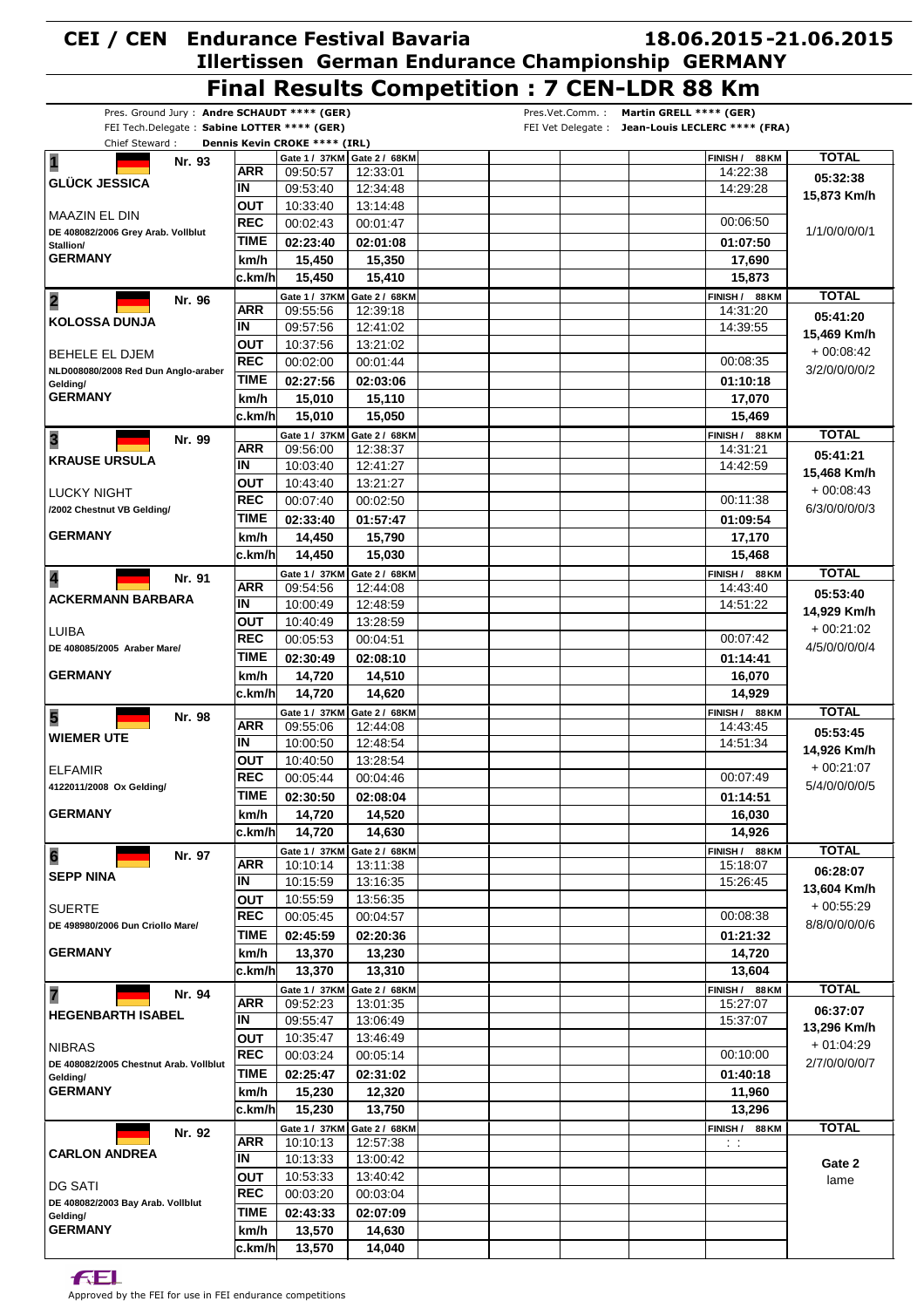# CEI / CEN Endurance Festival Bavaria 18.06.2015-21.06.2015

## Illertissen German Endurance Championship GERMANY

## Final Results Competition : 7 CEN-LDR 88 Km

Pres. Ground Jury : **Andre SCHAUDT **** (GER)**
FEI Tech.Delegate : **Sabine LOTTER **** (GER)**
Chief Steward : **Dennis Kevin CROKE **** (IRL)**
Pres.Vet.Comm. : **Martin GRELL **** (GER)**
FEI Vet Delegate : **Jean-Louis LECLERC **** (FRA)**

| Rider / Horse | | Gate 1 / 37KM | Gate 2 / 68KM | FINISH / 88KM | TOTAL |
|---|---|---|---|---|---|
| **1** Nr. 93 **GLÜCK JESSICA** | ARR | 09:50:57 | 12:33:01 | 14:22:38 | 05:32:38 |
| | IN | 09:53:40 | 12:34:48 | 14:29:28 | 15,873 Km/h |
| MAAZIN EL DIN | OUT | 10:33:40 | 13:14:48 | | |
| DE 408082/2006 Grey Arab. Vollblut Stallion/ | REC | 00:02:43 | 00:01:47 | 00:06:50 | 1/1/0/0/0/1 |
| **GERMANY** | TIME | 02:23:40 | 02:01:08 | 01:07:50 | |
| | km/h | 15,450 | 15,350 | 17,690 | |
| | c.km/h | 15,450 | 15,410 | 15,873 | |
| **2** Nr. 96 **KOLOSSA DUNJA** | ARR | 09:55:56 | 12:39:18 | 14:31:20 | 05:41:20 |
| | IN | 09:57:56 | 12:41:02 | 14:39:55 | 15,469 Km/h |
| BEHELE EL DJEM | OUT | 10:37:56 | 13:21:02 | | + 00:08:42 |
| NLD008080/2008 Red Dun Anglo-araber Gelding/ | REC | 00:02:00 | 00:01:44 | 00:08:35 | 3/2/0/0/0/2 |
| **GERMANY** | TIME | 02:27:56 | 02:03:06 | 01:10:18 | |
| | km/h | 15,010 | 15,110 | 17,070 | |
| | c.km/h | 15,010 | 15,050 | 15,469 | |
| **3** Nr. 99 **KRAUSE URSULA** | ARR | 09:56:00 | 12:38:37 | 14:31:21 | 05:41:21 |
| | IN | 10:03:40 | 12:41:27 | 14:42:59 | 15,468 Km/h |
| LUCKY NIGHT | OUT | 10:43:40 | 13:21:27 | | + 00:08:43 |
| /2002 Chestnut VB Gelding/ | REC | 00:07:40 | 00:02:50 | 00:11:38 | 6/3/0/0/0/3 |
| **GERMANY** | TIME | 02:33:40 | 01:57:47 | 01:09:54 | |
| | km/h | 14,450 | 15,790 | 17,170 | |
| | c.km/h | 14,450 | 15,030 | 15,468 | |
| **4** Nr. 91 **ACKERMANN BARBARA** | ARR | 09:54:56 | 12:44:08 | 14:43:40 | 05:53:40 |
| | IN | 10:00:49 | 12:48:59 | 14:51:22 | 14,929 Km/h |
| LUIBA | OUT | 10:40:49 | 13:28:59 | | + 00:21:02 |
| DE 408085/2005 Araber Mare/ | REC | 00:05:53 | 00:04:51 | 00:07:42 | 4/5/0/0/0/4 |
| **GERMANY** | TIME | 02:30:49 | 02:08:10 | 01:14:41 | |
| | km/h | 14,720 | 14,510 | 16,070 | |
| | c.km/h | 14,720 | 14,620 | 14,929 | |
| **5** Nr. 98 **WIEMER UTE** | ARR | 09:55:06 | 12:44:08 | 14:43:45 | 05:53:45 |
| | IN | 10:00:50 | 12:48:54 | 14:51:34 | 14,926 Km/h |
| ELFAMIR | OUT | 10:40:50 | 13:28:54 | | + 00:21:07 |
| 4122011/2008 Ox Gelding/ | REC | 00:05:44 | 00:04:46 | 00:07:49 | 5/4/0/0/0/5 |
| **GERMANY** | TIME | 02:30:50 | 02:08:04 | 01:14:51 | |
| | km/h | 14,720 | 14,520 | 16,030 | |
| | c.km/h | 14,720 | 14,630 | 14,926 | |
| **6** Nr. 97 **SEPP NINA** | ARR | 10:10:14 | 13:11:38 | 15:18:07 | 06:28:07 |
| | IN | 10:15:59 | 13:16:35 | 15:26:45 | 13,604 Km/h |
| SUERTE | OUT | 10:55:59 | 13:56:35 | | + 00:55:29 |
| DE 498980/2006 Dun Criollo Mare/ | REC | 00:05:45 | 00:04:57 | 00:08:38 | 8/8/0/0/0/6 |
| **GERMANY** | TIME | 02:45:59 | 02:20:36 | 01:21:32 | |
| | km/h | 13,370 | 13,230 | 14,720 | |
| | c.km/h | 13,370 | 13,310 | 13,604 | |
| **7** Nr. 94 **HEGENBARTH ISABEL** | ARR | 09:52:23 | 13:01:35 | 15:27:07 | 06:37:07 |
| | IN | 09:55:47 | 13:06:49 | 15:37:07 | 13,296 Km/h |
| NIBRAS | OUT | 10:35:47 | 13:46:49 | | + 01:04:29 |
| DE 408082/2005 Chestnut Arab. Vollblut Gelding/ | REC | 00:03:24 | 00:05:14 | 00:10:00 | 2/7/0/0/0/7 |
| **GERMANY** | TIME | 02:25:47 | 02:31:02 | 01:40:18 | |
| | km/h | 15,230 | 12,320 | 11,960 | |
| | c.km/h | 15,230 | 13,750 | 13,296 | |
| Nr. 92 **CARLON ANDREA** | ARR | 10:10:13 | 12:57:38 | : : | |
| | IN | 10:13:33 | 13:00:42 | | Gate 2 |
| DG SATI | OUT | 10:53:33 | 13:40:42 | | lame |
| DE 408082/2003 Bay Arab. Vollblut Gelding/ | REC | 00:03:20 | 00:03:04 | | |
| **GERMANY** | TIME | 02:43:33 | 02:07:09 | | |
| | km/h | 13,570 | 14,630 | | |
| | c.km/h | 13,570 | 14,040 | | |

Approved by the FEI for use in FEI endurance competitions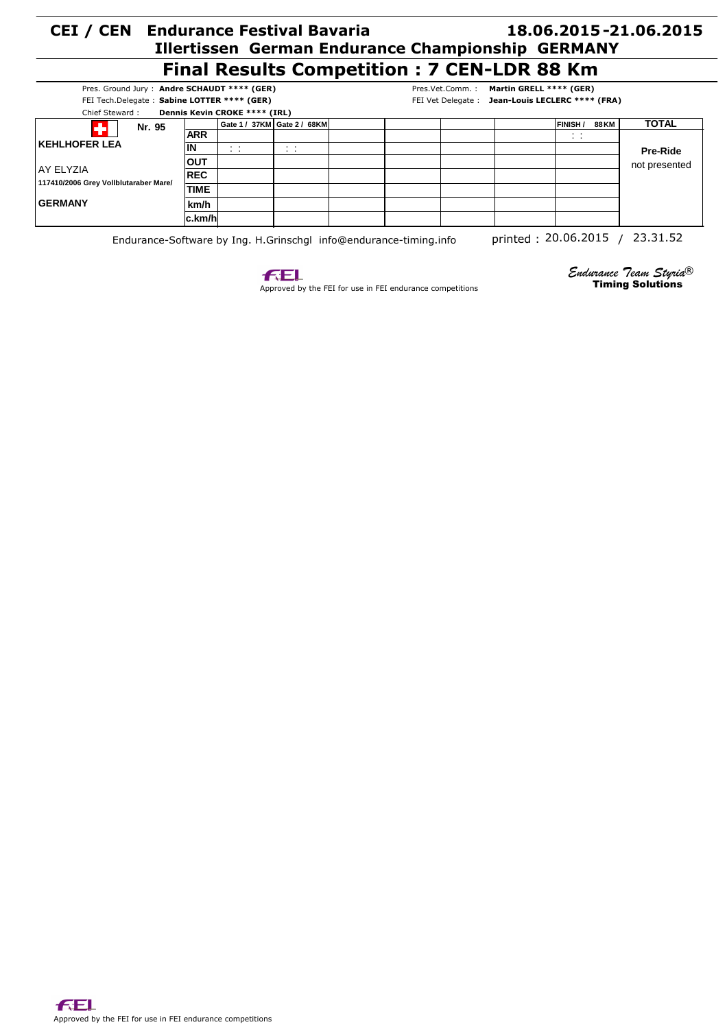# CEI / CEN Endurance Festival Bavaria 18.06.2015-21.06.2015

## Illertissen German Endurance Championship GERMANY

## Final Results Competition : 7 CEN-LDR 88 Km

Pres. Ground Jury : **Andre SCHAUDT \*\*\*\* (GER)**
FEI Tech.Delegate : **Sabine LOTTER \*\*\*\* (GER)**
Chief Steward : **Dennis Kevin CROKE \*\*\*\* (IRL)**

Pres.Vet.Comm. : **Martin GRELL \*\*\*\* (GER)**
FEI Vet Delegate : **Jean-Louis LECLERC \*\*\*\* (FRA)**

| Nr. 95 | | Gate 1 / 37KM | Gate 2 / 68KM | | | | | FINISH / 88 KM | TOTAL |
|---|---|---|---|---|---|---|---|---|---|
| **KEHLHOFER LEA** | **ARR** | | | | | | | : : | |
| | **IN** | : : | : : | | | | | | **Pre-Ride** |
| AY ELYZIA | **OUT** | | | | | | | | not presented |
| **117410/2006 Grey Vollblutaraber Mare/** | **REC** | | | | | | | | |
| | **TIME** | | | | | | | | |
| **GERMANY** | **km/h** | | | | | | | | |
| | **c.km/h** | | | | | | | | |

Endurance-Software by Ing. H.Grinschgl info@endurance-timing.info printed : 20.06.2015 / 23.31.52

Approved by the FEI for use in FEI endurance competitions

*Endurance Team Styria®* **Timing Solutions**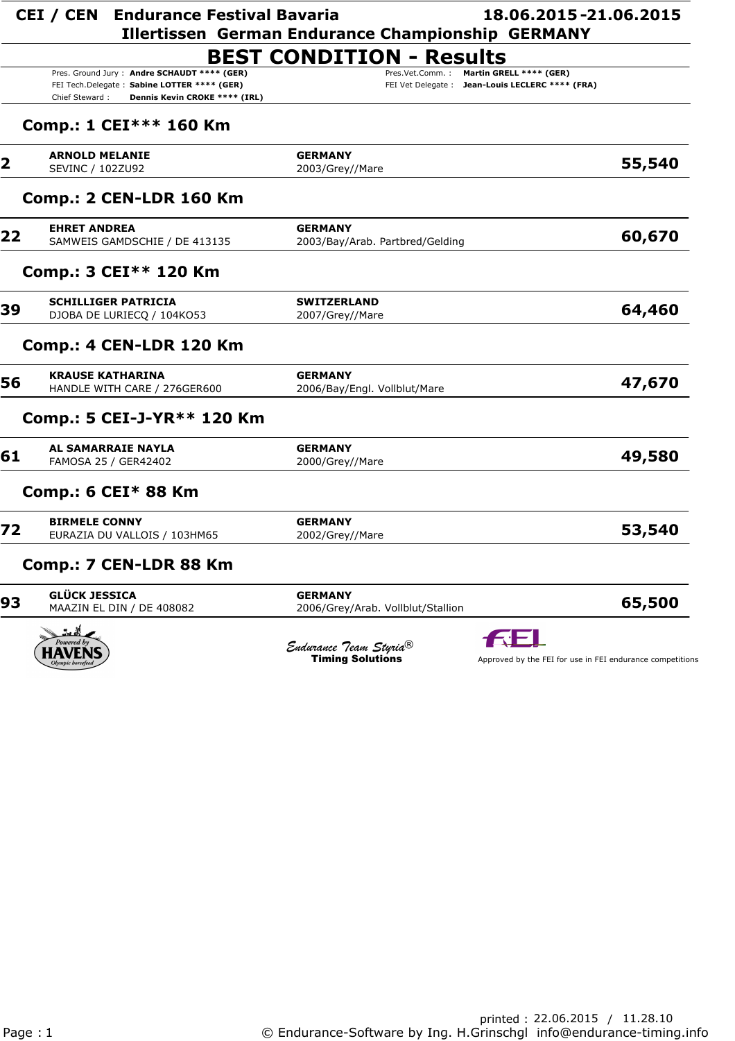# CEI / CEN Endurance Festival Bavaria 18.06.2015 - 21.06.2015

## Illertissen German Endurance Championship GERMANY

## BEST CONDITION - Results

Pres. Ground Jury : **Andre SCHAUDT **** (GER)**
FEI Tech.Delegate : **Sabine LOTTER **** (GER)**
Chief Steward : **Dennis Kevin CROKE **** (IRL)**
Pres.Vet.Comm. : **Martin GRELL **** (GER)**
FEI Vet Delegate : **Jean-Louis LECLERC **** (FRA)**

### Comp.: 1 CEI*** 160 Km

| No. | Rider / Horse | Nation / Horse details | Score |
|---|---|---|---|
| **2** | **ARNOLD MELANIE**<br>SEVINC / 102ZU92 | **GERMANY**<br>2003/Grey//Mare | **55,540** |

### Comp.: 2 CEN-LDR 160 Km

| No. | Rider / Horse | Nation / Horse details | Score |
|---|---|---|---|
| **22** | **EHRET ANDREA**<br>SAMWEIS GAMDSCHIE / DE 413135 | **GERMANY**<br>2003/Bay/Arab. Partbred/Gelding | **60,670** |

### Comp.: 3 CEI** 120 Km

| No. | Rider / Horse | Nation / Horse details | Score |
|---|---|---|---|
| **39** | **SCHILLIGER PATRICIA**<br>DJOBA DE LURIECQ / 104KO53 | **SWITZERLAND**<br>2007/Grey//Mare | **64,460** |

### Comp.: 4 CEN-LDR 120 Km

| No. | Rider / Horse | Nation / Horse details | Score |
|---|---|---|---|
| **56** | **KRAUSE KATHARINA**<br>HANDLE WITH CARE / 276GER600 | **GERMANY**<br>2006/Bay/Engl. Vollblut/Mare | **47,670** |

### Comp.: 5 CEI-J-YR** 120 Km

| No. | Rider / Horse | Nation / Horse details | Score |
|---|---|---|---|
| **61** | **AL SAMARRAIE NAYLA**<br>FAMOSA 25 / GER42402 | **GERMANY**<br>2000/Grey//Mare | **49,580** |

### Comp.: 6 CEI* 88 Km

| No. | Rider / Horse | Nation / Horse details | Score |
|---|---|---|---|
| **72** | **BIRMELE CONNY**<br>EURAZIA DU VALLOIS / 103HM65 | **GERMANY**<br>2002/Grey//Mare | **53,540** |

### Comp.: 7 CEN-LDR 88 Km

| No. | Rider / Horse | Nation / Horse details | Score |
|---|---|---|---|
| **93** | **GLÜCK JESSICA**<br>MAAZIN EL DIN / DE 408082 | **GERMANY**<br>2006/Grey/Arab. Vollblut/Stallion | **65,500** |

Powered by HAVENS Olympic horsefeed

*Endurance Team Styria®* **Timing Solutions**

Approved by the FEI for use in FEI endurance competitions

printed : 22.06.2015 / 11.28.10

© Endurance-Software by Ing. H.Grinschgl info@endurance-timing.info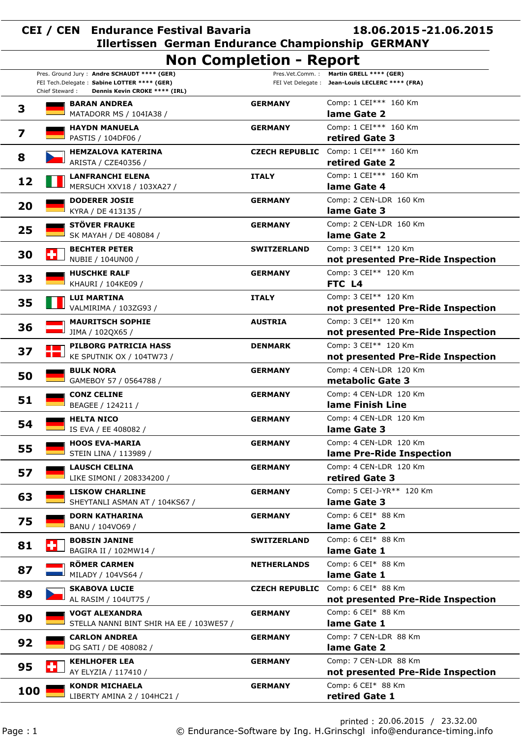# CEI / CEN Endurance Festival Bavaria 18.06.2015-21.06.2015

## Illertissen German Endurance Championship GERMANY

## Non Completion - Report

Pres. Ground Jury : **Andre SCHAUDT \*\*\*\* (GER)**
FEI Tech.Delegate : **Sabine LOTTER \*\*\*\* (GER)**
Chief Steward : **Dennis Kevin CROKE \*\*\*\* (IRL)**
Pres.Vet.Comm. : **Martin GRELL \*\*\*\* (GER)**
FEI Vet Delegate : **Jean-Louis LECLERC \*\*\*\* (FRA)**

| No. | Rider / Horse | Nation | Competition / Reason |
|---|---|---|---|
| **3** | **BARAN ANDREA**<br>MATADORR MS / 104IA38 / | **GERMANY** | Comp: 1 CEI\*\*\* 160 Km<br>**lame Gate 2** |
| **7** | **HAYDN MANUELA**<br>PASTIS / 104DF06 / | **GERMANY** | Comp: 1 CEI\*\*\* 160 Km<br>**retired Gate 3** |
| **8** | **HEMZALOVA KATERINA**<br>ARISTA / CZE40356 / | **CZECH REPUBLIC** | Comp: 1 CEI\*\*\* 160 Km<br>**retired Gate 2** |
| **12** | **LANFRANCHI ELENA**<br>MERSUCH XXV18 / 103XA27 / | **ITALY** | Comp: 1 CEI\*\*\* 160 Km<br>**lame Gate 4** |
| **20** | **DODERER JOSIE**<br>KYRA / DE 413135 / | **GERMANY** | Comp: 2 CEN-LDR 160 Km<br>**lame Gate 3** |
| **25** | **STÖVER FRAUKE**<br>SK MAYAH / DE 408084 / | **GERMANY** | Comp: 2 CEN-LDR 160 Km<br>**lame Gate 2** |
| **30** | **BECHTER PETER**<br>NUBIE / 104UN00 / | **SWITZERLAND** | Comp: 3 CEI\*\* 120 Km<br>**not presented Pre-Ride Inspection** |
| **33** | **HUSCHKE RALF**<br>KHAURI / 104KE09 / | **GERMANY** | Comp: 3 CEI\*\* 120 Km<br>**FTC L4** |
| **35** | **LUI MARTINA**<br>VALMIRIMA / 103ZG93 / | **ITALY** | Comp: 3 CEI\*\* 120 Km<br>**not presented Pre-Ride Inspection** |
| **36** | **MAURITSCH SOPHIE**<br>JIMA / 102QX65 / | **AUSTRIA** | Comp: 3 CEI\*\* 120 Km<br>**not presented Pre-Ride Inspection** |
| **37** | **PILBORG PATRICIA HASS**<br>KE SPUTNIK OX / 104TW73 / | **DENMARK** | Comp: 3 CEI\*\* 120 Km<br>**not presented Pre-Ride Inspection** |
| **50** | **BULK NORA**<br>GAMEBOY 57 / 0564788 / | **GERMANY** | Comp: 4 CEN-LDR 120 Km<br>**metabolic Gate 3** |
| **51** | **CONZ CELINE**<br>BEAGEE / 124211 / | **GERMANY** | Comp: 4 CEN-LDR 120 Km<br>**lame Finish Line** |
| **54** | **HELTA NICO**<br>IS EVA / EE 408082 / | **GERMANY** | Comp: 4 CEN-LDR 120 Km<br>**lame Gate 3** |
| **55** | **HOOS EVA-MARIA**<br>STEIN LINA / 113989 / | **GERMANY** | Comp: 4 CEN-LDR 120 Km<br>**lame Pre-Ride Inspection** |
| **57** | **LAUSCH CELINA**<br>LIKE SIMONI / 208334200 / | **GERMANY** | Comp: 4 CEN-LDR 120 Km<br>**retired Gate 3** |
| **63** | **LISKOW CHARLINE**<br>SHEYTANLI ASMAN AT / 104KS67 / | **GERMANY** | Comp: 5 CEI-J-YR\*\* 120 Km<br>**lame Gate 3** |
| **75** | **DORN KATHARINA**<br>BANU / 104VO69 / | **GERMANY** | Comp: 6 CEI\* 88 Km<br>**lame Gate 2** |
| **81** | **BOBSIN JANINE**<br>BAGIRA II / 102MW14 / | **SWITZERLAND** | Comp: 6 CEI\* 88 Km<br>**lame Gate 1** |
| **87** | **RÖMER CARMEN**<br>MILADY / 104VS64 / | **NETHERLANDS** | Comp: 6 CEI\* 88 Km<br>**lame Gate 1** |
| **89** | **SKABOVA LUCIE**<br>AL RASIM / 104UT75 / | **CZECH REPUBLIC** | Comp: 6 CEI\* 88 Km<br>**not presented Pre-Ride Inspection** |
| **90** | **VOGT ALEXANDRA**<br>STELLA NANNI BINT SHIR HA EE / 103WE57 / | **GERMANY** | Comp: 6 CEI\* 88 Km<br>**lame Gate 1** |
| **92** | **CARLON ANDREA**<br>DG SATI / DE 408082 / | **GERMANY** | Comp: 7 CEN-LDR 88 Km<br>**lame Gate 2** |
| **95** | **KEHLHOFER LEA**<br>AY ELYZIA / 117410 / | **GERMANY** | Comp: 7 CEN-LDR 88 Km<br>**not presented Pre-Ride Inspection** |
| **100** | **KONDR MICHAELA**<br>LIBERTY AMINA 2 / 104HC21 / | **GERMANY** | Comp: 6 CEI\* 88 Km<br>**retired Gate 1** |

printed : 20.06.2015 / 23.32.00

© Endurance-Software by Ing. H.Grinschgl info@endurance-timing.info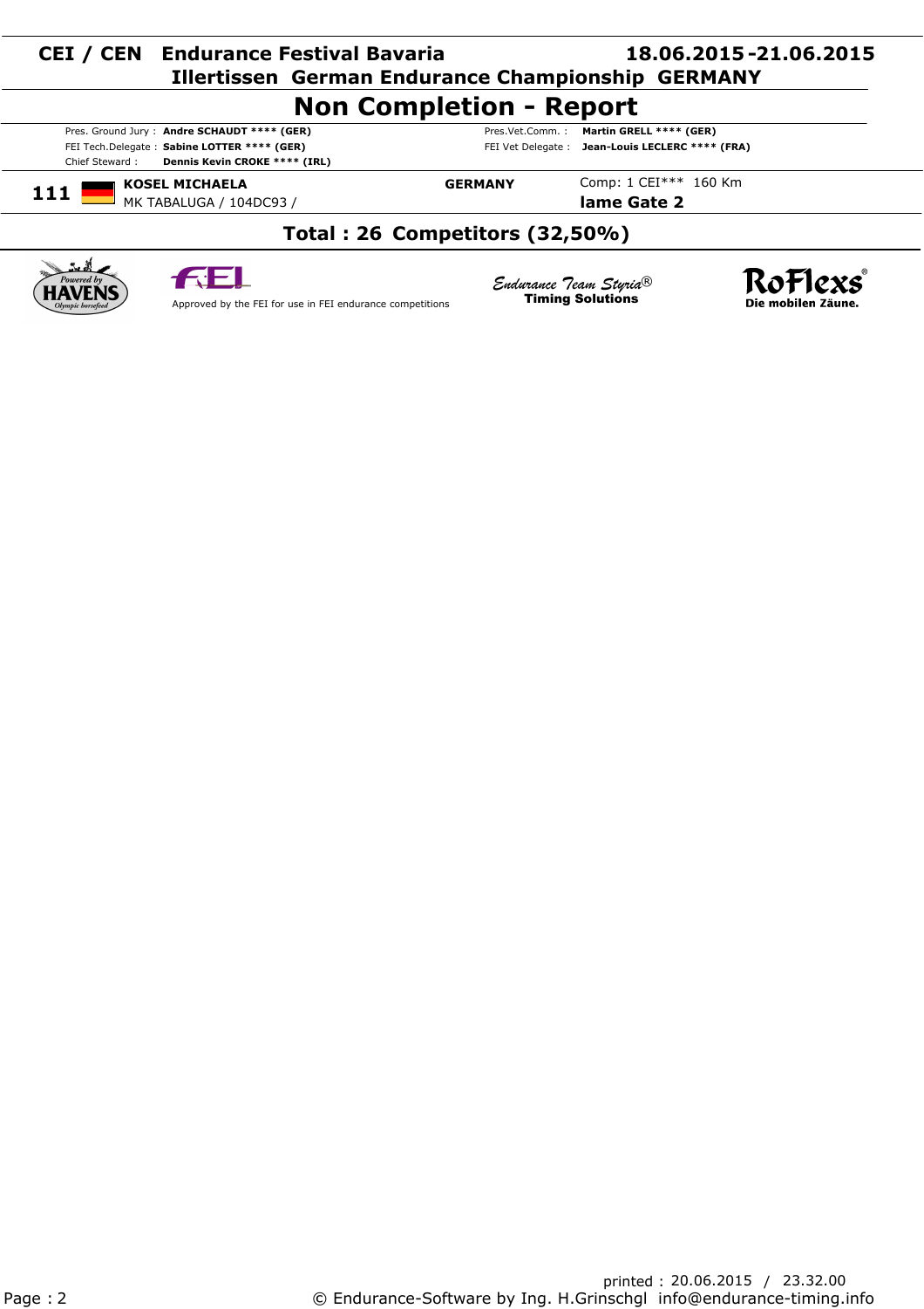**CEI / CEN Endurance Festival Bavaria** **18.06.2015 -21.06.2015**

**Illertissen German Endurance Championship GERMANY**

# Non Completion - Report

| | | | |
|---|---|---|---|
| Pres. Ground Jury : | **Andre SCHAUDT \*\*\*\* (GER)** | Pres.Vet.Comm. : | **Martin GRELL \*\*\*\* (GER)** |
| FEI Tech.Delegate : | **Sabine LOTTER \*\*\*\* (GER)** | FEI Vet Delegate : | **Jean-Louis LECLERC \*\*\*\* (FRA)** |
| Chief Steward : | **Dennis Kevin CROKE \*\*\*\* (IRL)** | | |

| | | | |
|---|---|---|---|
| **111** | **KOSEL MICHAELA**<br>MK TABALUGA / 104DC93 / | **GERMANY** | Comp: 1 CEI\*\*\* 160 Km<br>**lame Gate 2** |

**Total : 26 Competitors (32,50%)**

Approved by the FEI for use in FEI endurance competitions

Endurance Team Styria® **Timing Solutions**

RoFlexs® **Die mobilen Zäune.**

printed : 20.06.2015 / 23.32.00

© Endurance-Software by Ing. H.Grinschgl info@endurance-timing.info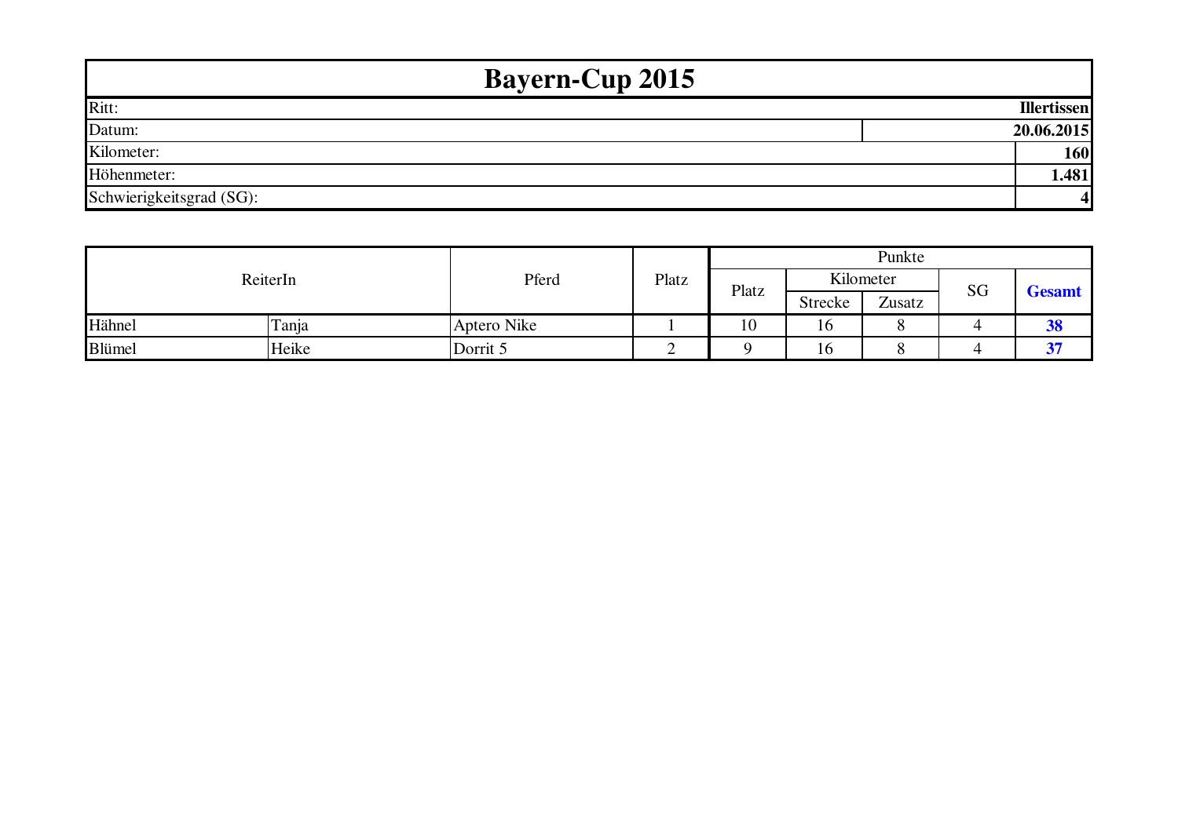# Bayern-Cup 2015

| | |
|---|---|
| Ritt: | **Illertissen** |
| Datum: | **20.06.2015** |
| Kilometer: | **160** |
| Höhenmeter: | **1.481** |
| Schwierigkeitsgrad (SG): | **4** |

| ReiterIn | | Pferd | Platz | Punkte | | | | |
|---|---|---|---|---|---|---|---|---|
| | | | | Platz | Kilometer | | SG | **Gesamt** |
| | | | | | Strecke | Zusatz | | |
| Hähnel | Tanja | Aptero Nike | 1 | 10 | 16 | 8 | 4 | **38** |
| Blümel | Heike | Dorrit 5 | 2 | 9 | 16 | 8 | 4 | **37** |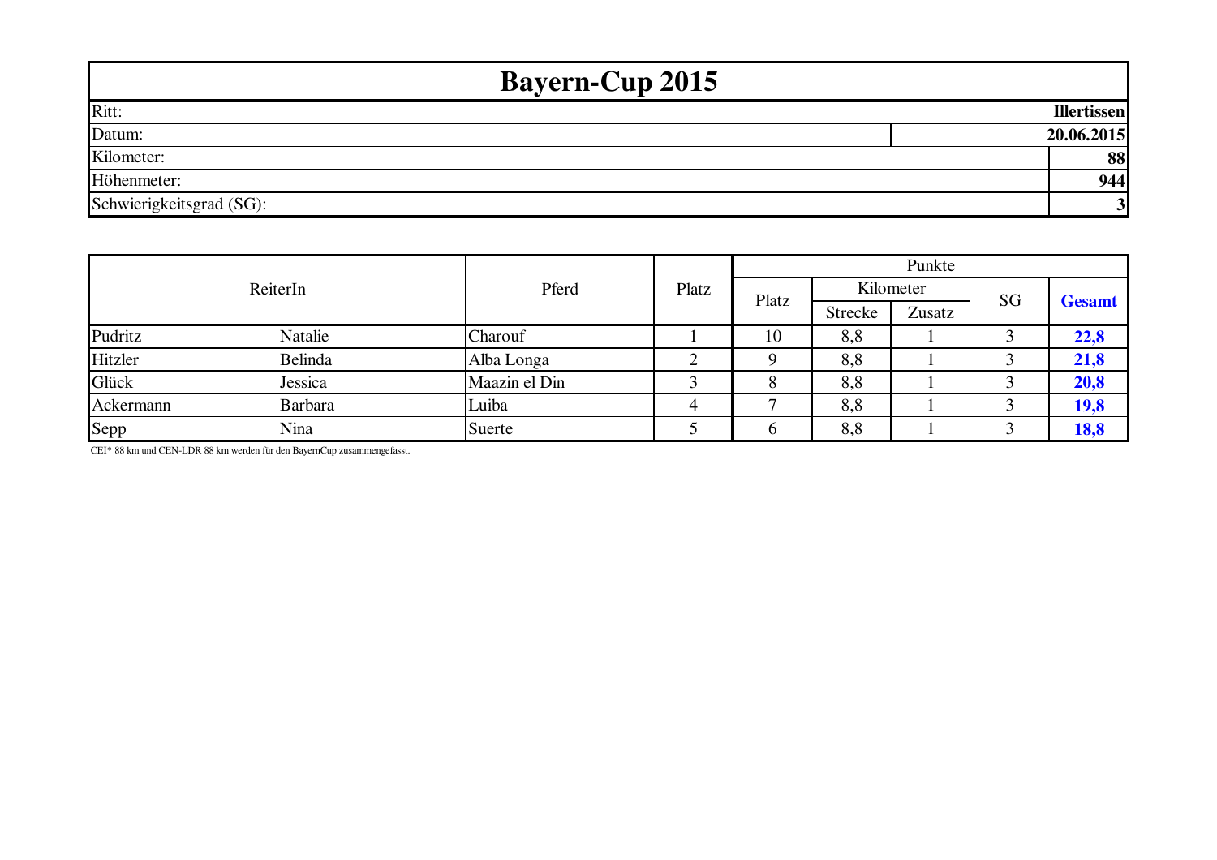# Bayern-Cup 2015

| | |
|---|---|
| Ritt: | **Illertissen** |
| Datum: | **20.06.2015** |
| Kilometer: | **88** |
| Höhenmeter: | **944** |
| Schwierigkeitsgrad (SG): | **3** |

| ReiterIn | | Pferd | Platz | Punkte | | | | |
|---|---|---|---|---|---|---|---|---|
| | | | | Platz | Kilometer | | SG | **Gesamt** |
| | | | | | Strecke | Zusatz | | |
| Pudritz | Natalie | Charouf | 1 | 10 | 8,8 | 1 | 3 | **22,8** |
| Hitzler | Belinda | Alba Longa | 2 | 9 | 8,8 | 1 | 3 | **21,8** |
| Glück | Jessica | Maazin el Din | 3 | 8 | 8,8 | 1 | 3 | **20,8** |
| Ackermann | Barbara | Luiba | 4 | 7 | 8,8 | 1 | 3 | **19,8** |
| Sepp | Nina | Suerte | 5 | 6 | 8,8 | 1 | 3 | **18,8** |

CEI* 88 km und CEN-LDR 88 km werden für den BayernCup zusammengefasst.